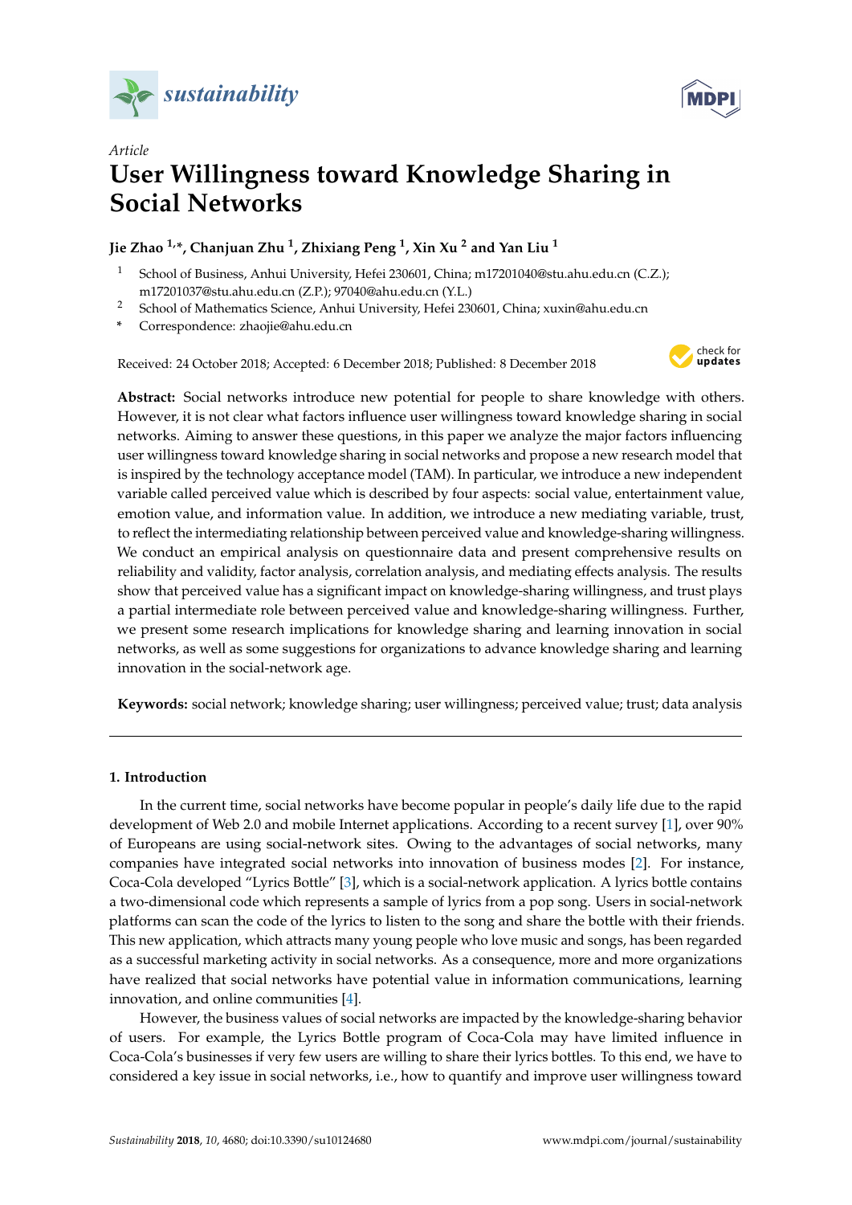*Article*

# User Willingness toward Knowledge Sharing in Social Networks

**Jie Zhao [1,*], Chanjuan Zhu [1], Zhixiang Peng [1], Xin Xu [2] and Yan Liu [1]**

[1] School of Business, Anhui University, Hefei 230601, China; m17201040@stu.ahu.edu.cn (C.Z.); m17201037@stu.ahu.edu.cn (Z.P.); 97040@ahu.edu.cn (Y.L.)

[2] School of Mathematics Science, Anhui University, Hefei 230601, China; xuxin@ahu.edu.cn

\* Correspondence: zhaojie@ahu.edu.cn

Received: 24 October 2018; Accepted: 6 December 2018; Published: 8 December 2018

**Abstract:** Social networks introduce new potential for people to share knowledge with others. However, it is not clear what factors influence user willingness toward knowledge sharing in social networks. Aiming to answer these questions, in this paper we analyze the major factors influencing user willingness toward knowledge sharing in social networks and propose a new research model that is inspired by the technology acceptance model (TAM). In particular, we introduce a new independent variable called perceived value which is described by four aspects: social value, entertainment value, emotion value, and information value. In addition, we introduce a new mediating variable, trust, to reflect the intermediating relationship between perceived value and knowledge-sharing willingness. We conduct an empirical analysis on questionnaire data and present comprehensive results on reliability and validity, factor analysis, correlation analysis, and mediating effects analysis. The results show that perceived value has a significant impact on knowledge-sharing willingness, and trust plays a partial intermediate role between perceived value and knowledge-sharing willingness. Further, we present some research implications for knowledge sharing and learning innovation in social networks, as well as some suggestions for organizations to advance knowledge sharing and learning innovation in the social-network age.

**Keywords:** social network; knowledge sharing; user willingness; perceived value; trust; data analysis

## 1. Introduction

In the current time, social networks have become popular in people's daily life due to the rapid development of Web 2.0 and mobile Internet applications. According to a recent survey [1], over 90% of Europeans are using social-network sites. Owing to the advantages of social networks, many companies have integrated social networks into innovation of business modes [2]. For instance, Coca-Cola developed "Lyrics Bottle" [3], which is a social-network application. A lyrics bottle contains a two-dimensional code which represents a sample of lyrics from a pop song. Users in social-network platforms can scan the code of the lyrics to listen to the song and share the bottle with their friends. This new application, which attracts many young people who love music and songs, has been regarded as a successful marketing activity in social networks. As a consequence, more and more organizations have realized that social networks have potential value in information communications, learning innovation, and online communities [4].

However, the business values of social networks are impacted by the knowledge-sharing behavior of users. For example, the Lyrics Bottle program of Coca-Cola may have limited influence in Coca-Cola's businesses if very few users are willing to share their lyrics bottles. To this end, we have to considered a key issue in social networks, i.e., how to quantify and improve user willingness toward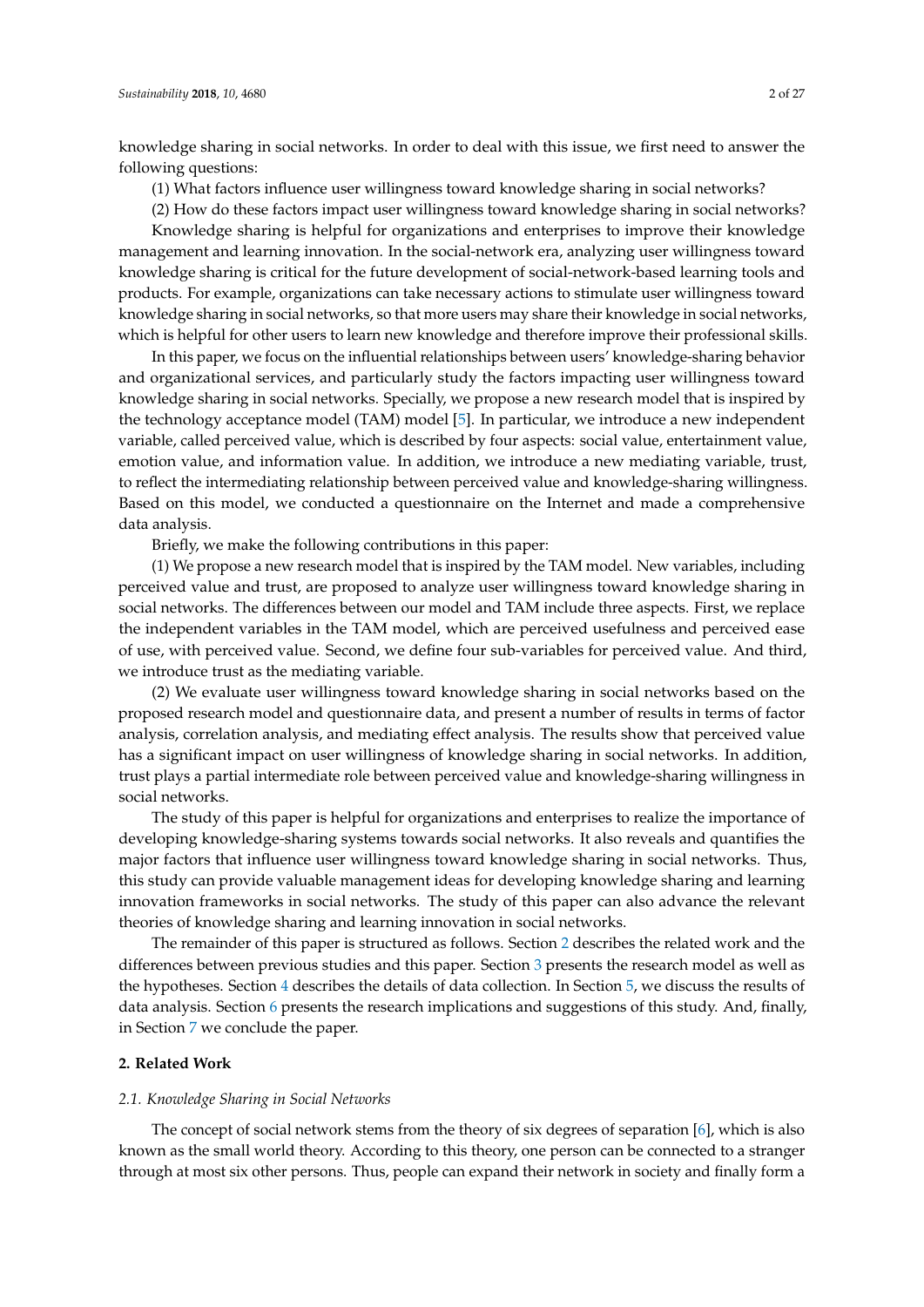knowledge sharing in social networks. In order to deal with this issue, we first need to answer the following questions:

(1) What factors influence user willingness toward knowledge sharing in social networks?

(2) How do these factors impact user willingness toward knowledge sharing in social networks?

Knowledge sharing is helpful for organizations and enterprises to improve their knowledge management and learning innovation. In the social-network era, analyzing user willingness toward knowledge sharing is critical for the future development of social-network-based learning tools and products. For example, organizations can take necessary actions to stimulate user willingness toward knowledge sharing in social networks, so that more users may share their knowledge in social networks, which is helpful for other users to learn new knowledge and therefore improve their professional skills.

In this paper, we focus on the influential relationships between users' knowledge-sharing behavior and organizational services, and particularly study the factors impacting user willingness toward knowledge sharing in social networks. Specially, we propose a new research model that is inspired by the technology acceptance model (TAM) model [5]. In particular, we introduce a new independent variable, called perceived value, which is described by four aspects: social value, entertainment value, emotion value, and information value. In addition, we introduce a new mediating variable, trust, to reflect the intermediating relationship between perceived value and knowledge-sharing willingness. Based on this model, we conducted a questionnaire on the Internet and made a comprehensive data analysis.

Briefly, we make the following contributions in this paper:

(1) We propose a new research model that is inspired by the TAM model. New variables, including perceived value and trust, are proposed to analyze user willingness toward knowledge sharing in social networks. The differences between our model and TAM include three aspects. First, we replace the independent variables in the TAM model, which are perceived usefulness and perceived ease of use, with perceived value. Second, we define four sub-variables for perceived value. And third, we introduce trust as the mediating variable.

(2) We evaluate user willingness toward knowledge sharing in social networks based on the proposed research model and questionnaire data, and present a number of results in terms of factor analysis, correlation analysis, and mediating effect analysis. The results show that perceived value has a significant impact on user willingness of knowledge sharing in social networks. In addition, trust plays a partial intermediate role between perceived value and knowledge-sharing willingness in social networks.

The study of this paper is helpful for organizations and enterprises to realize the importance of developing knowledge-sharing systems towards social networks. It also reveals and quantifies the major factors that influence user willingness toward knowledge sharing in social networks. Thus, this study can provide valuable management ideas for developing knowledge sharing and learning innovation frameworks in social networks. The study of this paper can also advance the relevant theories of knowledge sharing and learning innovation in social networks.

The remainder of this paper is structured as follows. Section 2 describes the related work and the differences between previous studies and this paper. Section 3 presents the research model as well as the hypotheses. Section 4 describes the details of data collection. In Section 5, we discuss the results of data analysis. Section 6 presents the research implications and suggestions of this study. And, finally, in Section 7 we conclude the paper.

## 2. Related Work

### 2.1. Knowledge Sharing in Social Networks

The concept of social network stems from the theory of six degrees of separation [6], which is also known as the small world theory. According to this theory, one person can be connected to a stranger through at most six other persons. Thus, people can expand their network in society and finally form a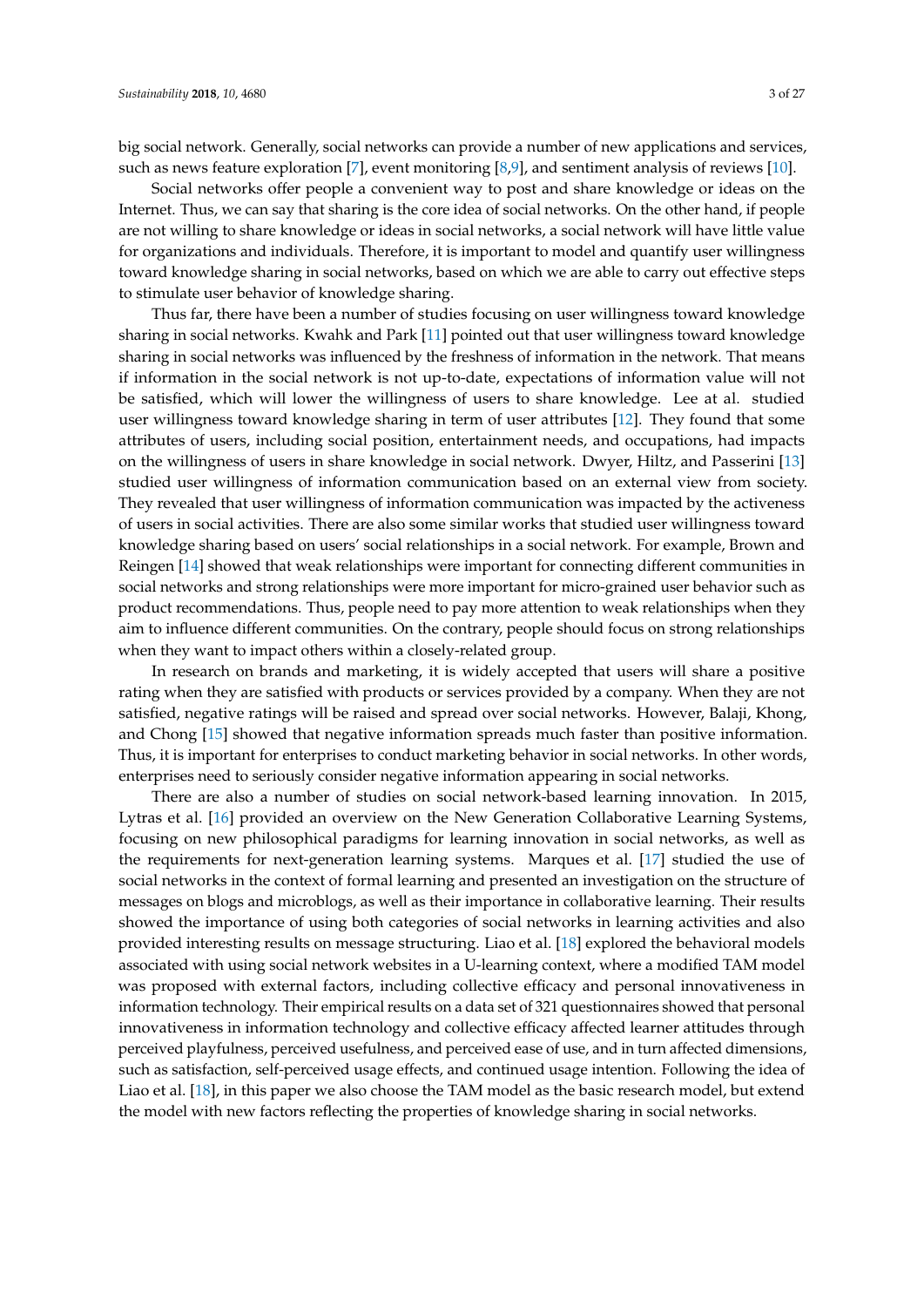big social network. Generally, social networks can provide a number of new applications and services, such as news feature exploration [7], event monitoring [8,9], and sentiment analysis of reviews [10].

Social networks offer people a convenient way to post and share knowledge or ideas on the Internet. Thus, we can say that sharing is the core idea of social networks. On the other hand, if people are not willing to share knowledge or ideas in social networks, a social network will have little value for organizations and individuals. Therefore, it is important to model and quantify user willingness toward knowledge sharing in social networks, based on which we are able to carry out effective steps to stimulate user behavior of knowledge sharing.

Thus far, there have been a number of studies focusing on user willingness toward knowledge sharing in social networks. Kwahk and Park [11] pointed out that user willingness toward knowledge sharing in social networks was influenced by the freshness of information in the network. That means if information in the social network is not up-to-date, expectations of information value will not be satisfied, which will lower the willingness of users to share knowledge. Lee at al. studied user willingness toward knowledge sharing in term of user attributes [12]. They found that some attributes of users, including social position, entertainment needs, and occupations, had impacts on the willingness of users in share knowledge in social network. Dwyer, Hiltz, and Passerini [13] studied user willingness of information communication based on an external view from society. They revealed that user willingness of information communication was impacted by the activeness of users in social activities. There are also some similar works that studied user willingness toward knowledge sharing based on users' social relationships in a social network. For example, Brown and Reingen [14] showed that weak relationships were important for connecting different communities in social networks and strong relationships were more important for micro-grained user behavior such as product recommendations. Thus, people need to pay more attention to weak relationships when they aim to influence different communities. On the contrary, people should focus on strong relationships when they want to impact others within a closely-related group.

In research on brands and marketing, it is widely accepted that users will share a positive rating when they are satisfied with products or services provided by a company. When they are not satisfied, negative ratings will be raised and spread over social networks. However, Balaji, Khong, and Chong [15] showed that negative information spreads much faster than positive information. Thus, it is important for enterprises to conduct marketing behavior in social networks. In other words, enterprises need to seriously consider negative information appearing in social networks.

There are also a number of studies on social network-based learning innovation. In 2015, Lytras et al. [16] provided an overview on the New Generation Collaborative Learning Systems, focusing on new philosophical paradigms for learning innovation in social networks, as well as the requirements for next-generation learning systems. Marques et al. [17] studied the use of social networks in the context of formal learning and presented an investigation on the structure of messages on blogs and microblogs, as well as their importance in collaborative learning. Their results showed the importance of using both categories of social networks in learning activities and also provided interesting results on message structuring. Liao et al. [18] explored the behavioral models associated with using social network websites in a U-learning context, where a modified TAM model was proposed with external factors, including collective efficacy and personal innovativeness in information technology. Their empirical results on a data set of 321 questionnaires showed that personal innovativeness in information technology and collective efficacy affected learner attitudes through perceived playfulness, perceived usefulness, and perceived ease of use, and in turn affected dimensions, such as satisfaction, self-perceived usage effects, and continued usage intention. Following the idea of Liao et al. [18], in this paper we also choose the TAM model as the basic research model, but extend the model with new factors reflecting the properties of knowledge sharing in social networks.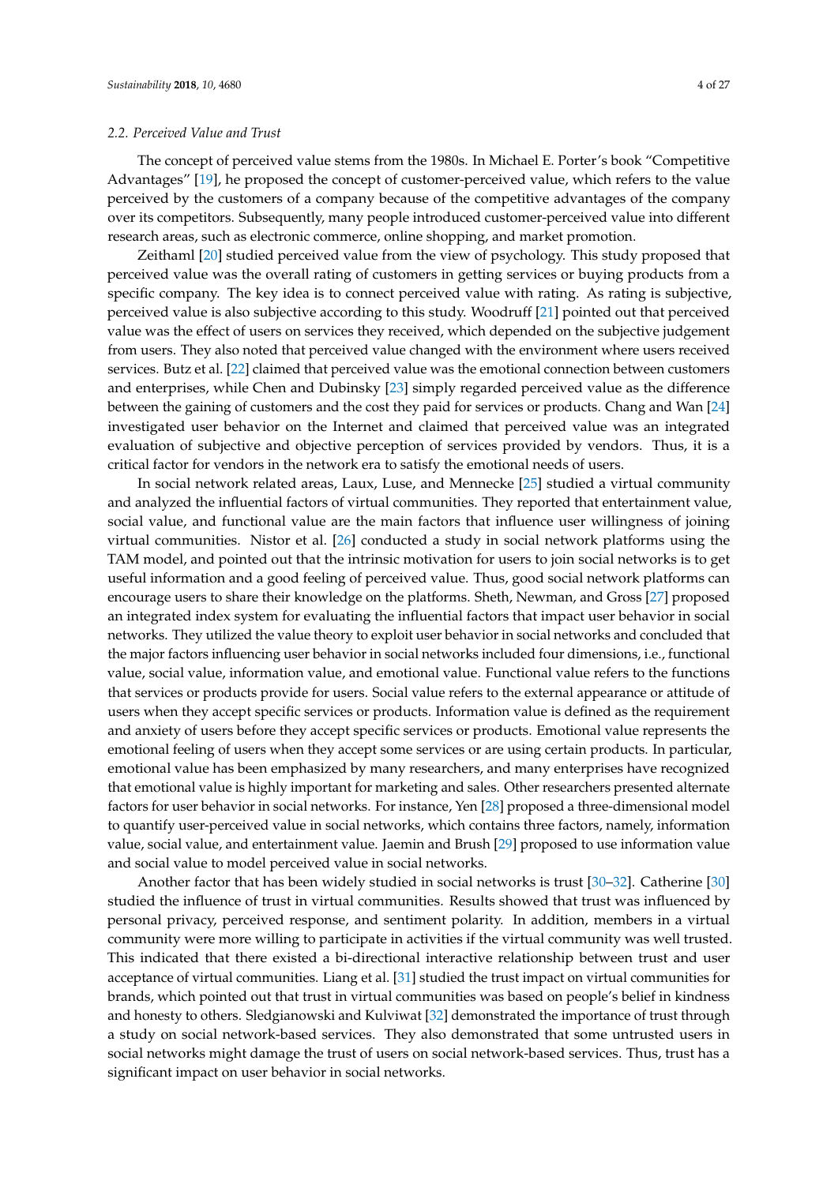### 2.2. Perceived Value and Trust

The concept of perceived value stems from the 1980s. In Michael E. Porter's book "Competitive Advantages" [19], he proposed the concept of customer-perceived value, which refers to the value perceived by the customers of a company because of the competitive advantages of the company over its competitors. Subsequently, many people introduced customer-perceived value into different research areas, such as electronic commerce, online shopping, and market promotion.

Zeithaml [20] studied perceived value from the view of psychology. This study proposed that perceived value was the overall rating of customers in getting services or buying products from a specific company. The key idea is to connect perceived value with rating. As rating is subjective, perceived value is also subjective according to this study. Woodruff [21] pointed out that perceived value was the effect of users on services they received, which depended on the subjective judgement from users. They also noted that perceived value changed with the environment where users received services. Butz et al. [22] claimed that perceived value was the emotional connection between customers and enterprises, while Chen and Dubinsky [23] simply regarded perceived value as the difference between the gaining of customers and the cost they paid for services or products. Chang and Wan [24] investigated user behavior on the Internet and claimed that perceived value was an integrated evaluation of subjective and objective perception of services provided by vendors. Thus, it is a critical factor for vendors in the network era to satisfy the emotional needs of users.

In social network related areas, Laux, Luse, and Mennecke [25] studied a virtual community and analyzed the influential factors of virtual communities. They reported that entertainment value, social value, and functional value are the main factors that influence user willingness of joining virtual communities. Nistor et al. [26] conducted a study in social network platforms using the TAM model, and pointed out that the intrinsic motivation for users to join social networks is to get useful information and a good feeling of perceived value. Thus, good social network platforms can encourage users to share their knowledge on the platforms. Sheth, Newman, and Gross [27] proposed an integrated index system for evaluating the influential factors that impact user behavior in social networks. They utilized the value theory to exploit user behavior in social networks and concluded that the major factors influencing user behavior in social networks included four dimensions, i.e., functional value, social value, information value, and emotional value. Functional value refers to the functions that services or products provide for users. Social value refers to the external appearance or attitude of users when they accept specific services or products. Information value is defined as the requirement and anxiety of users before they accept specific services or products. Emotional value represents the emotional feeling of users when they accept some services or are using certain products. In particular, emotional value has been emphasized by many researchers, and many enterprises have recognized that emotional value is highly important for marketing and sales. Other researchers presented alternate factors for user behavior in social networks. For instance, Yen [28] proposed a three-dimensional model to quantify user-perceived value in social networks, which contains three factors, namely, information value, social value, and entertainment value. Jaemin and Brush [29] proposed to use information value and social value to model perceived value in social networks.

Another factor that has been widely studied in social networks is trust [30–32]. Catherine [30] studied the influence of trust in virtual communities. Results showed that trust was influenced by personal privacy, perceived response, and sentiment polarity. In addition, members in a virtual community were more willing to participate in activities if the virtual community was well trusted. This indicated that there existed a bi-directional interactive relationship between trust and user acceptance of virtual communities. Liang et al. [31] studied the trust impact on virtual communities for brands, which pointed out that trust in virtual communities was based on people's belief in kindness and honesty to others. Sledgianowski and Kulviwat [32] demonstrated the importance of trust through a study on social network-based services. They also demonstrated that some untrusted users in social networks might damage the trust of users on social network-based services. Thus, trust has a significant impact on user behavior in social networks.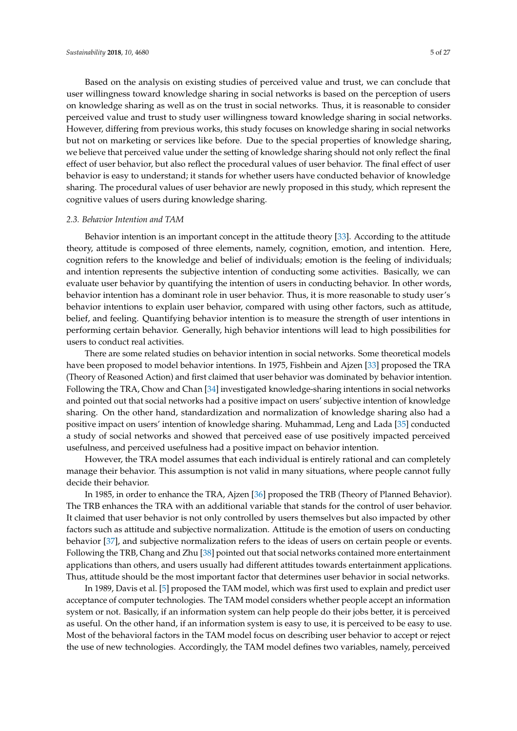Based on the analysis on existing studies of perceived value and trust, we can conclude that user willingness toward knowledge sharing in social networks is based on the perception of users on knowledge sharing as well as on the trust in social networks. Thus, it is reasonable to consider perceived value and trust to study user willingness toward knowledge sharing in social networks. However, differing from previous works, this study focuses on knowledge sharing in social networks but not on marketing or services like before. Due to the special properties of knowledge sharing, we believe that perceived value under the setting of knowledge sharing should not only reflect the final effect of user behavior, but also reflect the procedural values of user behavior. The final effect of user behavior is easy to understand; it stands for whether users have conducted behavior of knowledge sharing. The procedural values of user behavior are newly proposed in this study, which represent the cognitive values of users during knowledge sharing.

### *2.3. Behavior Intention and TAM*

Behavior intention is an important concept in the attitude theory [33]. According to the attitude theory, attitude is composed of three elements, namely, cognition, emotion, and intention. Here, cognition refers to the knowledge and belief of individuals; emotion is the feeling of individuals; and intention represents the subjective intention of conducting some activities. Basically, we can evaluate user behavior by quantifying the intention of users in conducting behavior. In other words, behavior intention has a dominant role in user behavior. Thus, it is more reasonable to study user's behavior intentions to explain user behavior, compared with using other factors, such as attitude, belief, and feeling. Quantifying behavior intention is to measure the strength of user intentions in performing certain behavior. Generally, high behavior intentions will lead to high possibilities for users to conduct real activities.

There are some related studies on behavior intention in social networks. Some theoretical models have been proposed to model behavior intentions. In 1975, Fishbein and Ajzen [33] proposed the TRA (Theory of Reasoned Action) and first claimed that user behavior was dominated by behavior intention. Following the TRA, Chow and Chan [34] investigated knowledge-sharing intentions in social networks and pointed out that social networks had a positive impact on users' subjective intention of knowledge sharing. On the other hand, standardization and normalization of knowledge sharing also had a positive impact on users' intention of knowledge sharing. Muhammad, Leng and Lada [35] conducted a study of social networks and showed that perceived ease of use positively impacted perceived usefulness, and perceived usefulness had a positive impact on behavior intention.

However, the TRA model assumes that each individual is entirely rational and can completely manage their behavior. This assumption is not valid in many situations, where people cannot fully decide their behavior.

In 1985, in order to enhance the TRA, Ajzen [36] proposed the TRB (Theory of Planned Behavior). The TRB enhances the TRA with an additional variable that stands for the control of user behavior. It claimed that user behavior is not only controlled by users themselves but also impacted by other factors such as attitude and subjective normalization. Attitude is the emotion of users on conducting behavior [37], and subjective normalization refers to the ideas of users on certain people or events. Following the TRB, Chang and Zhu [38] pointed out that social networks contained more entertainment applications than others, and users usually had different attitudes towards entertainment applications. Thus, attitude should be the most important factor that determines user behavior in social networks.

In 1989, Davis et al. [5] proposed the TAM model, which was first used to explain and predict user acceptance of computer technologies. The TAM model considers whether people accept an information system or not. Basically, if an information system can help people do their jobs better, it is perceived as useful. On the other hand, if an information system is easy to use, it is perceived to be easy to use. Most of the behavioral factors in the TAM model focus on describing user behavior to accept or reject the use of new technologies. Accordingly, the TAM model defines two variables, namely, perceived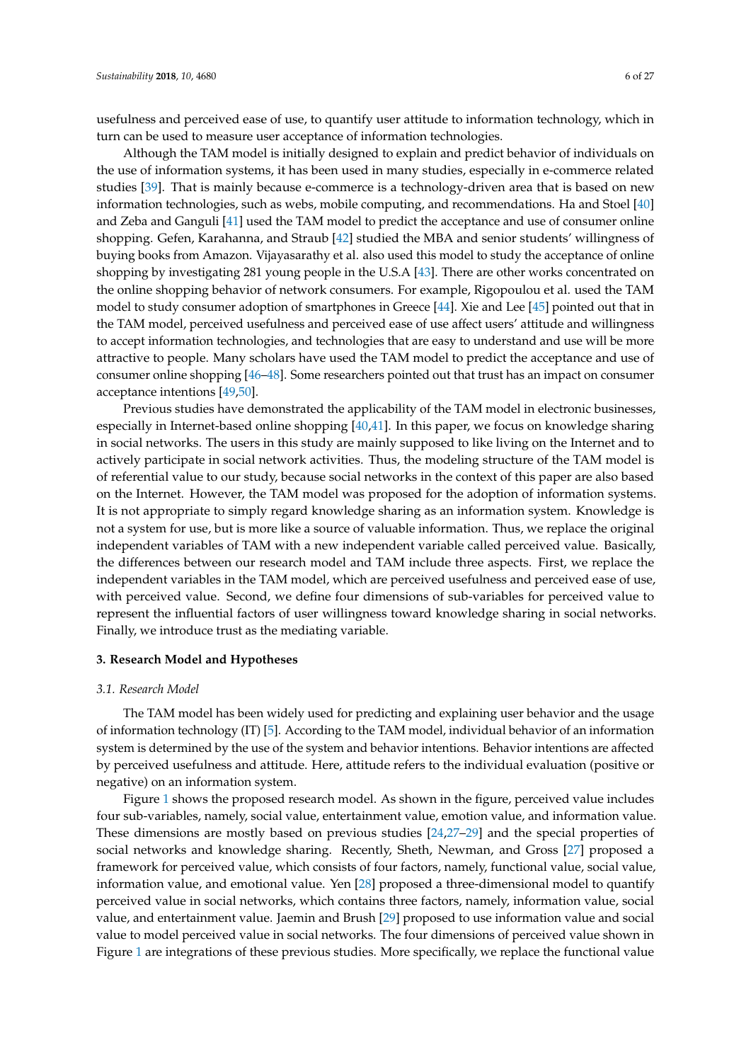usefulness and perceived ease of use, to quantify user attitude to information technology, which in turn can be used to measure user acceptance of information technologies.

Although the TAM model is initially designed to explain and predict behavior of individuals on the use of information systems, it has been used in many studies, especially in e-commerce related studies [39]. That is mainly because e-commerce is a technology-driven area that is based on new information technologies, such as webs, mobile computing, and recommendations. Ha and Stoel [40] and Zeba and Ganguli [41] used the TAM model to predict the acceptance and use of consumer online shopping. Gefen, Karahanna, and Straub [42] studied the MBA and senior students' willingness of buying books from Amazon. Vijayasarathy et al. also used this model to study the acceptance of online shopping by investigating 281 young people in the U.S.A [43]. There are other works concentrated on the online shopping behavior of network consumers. For example, Rigopoulou et al. used the TAM model to study consumer adoption of smartphones in Greece [44]. Xie and Lee [45] pointed out that in the TAM model, perceived usefulness and perceived ease of use affect users' attitude and willingness to accept information technologies, and technologies that are easy to understand and use will be more attractive to people. Many scholars have used the TAM model to predict the acceptance and use of consumer online shopping [46–48]. Some researchers pointed out that trust has an impact on consumer acceptance intentions [49,50].

Previous studies have demonstrated the applicability of the TAM model in electronic businesses, especially in Internet-based online shopping [40,41]. In this paper, we focus on knowledge sharing in social networks. The users in this study are mainly supposed to like living on the Internet and to actively participate in social network activities. Thus, the modeling structure of the TAM model is of referential value to our study, because social networks in the context of this paper are also based on the Internet. However, the TAM model was proposed for the adoption of information systems. It is not appropriate to simply regard knowledge sharing as an information system. Knowledge is not a system for use, but is more like a source of valuable information. Thus, we replace the original independent variables of TAM with a new independent variable called perceived value. Basically, the differences between our research model and TAM include three aspects. First, we replace the independent variables in the TAM model, which are perceived usefulness and perceived ease of use, with perceived value. Second, we define four dimensions of sub-variables for perceived value to represent the influential factors of user willingness toward knowledge sharing in social networks. Finally, we introduce trust as the mediating variable.

## 3. Research Model and Hypotheses

### *3.1. Research Model*

The TAM model has been widely used for predicting and explaining user behavior and the usage of information technology (IT) [5]. According to the TAM model, individual behavior of an information system is determined by the use of the system and behavior intentions. Behavior intentions are affected by perceived usefulness and attitude. Here, attitude refers to the individual evaluation (positive or negative) on an information system.

Figure 1 shows the proposed research model. As shown in the figure, perceived value includes four sub-variables, namely, social value, entertainment value, emotion value, and information value. These dimensions are mostly based on previous studies [24,27–29] and the special properties of social networks and knowledge sharing. Recently, Sheth, Newman, and Gross [27] proposed a framework for perceived value, which consists of four factors, namely, functional value, social value, information value, and emotional value. Yen [28] proposed a three-dimensional model to quantify perceived value in social networks, which contains three factors, namely, information value, social value, and entertainment value. Jaemin and Brush [29] proposed to use information value and social value to model perceived value in social networks. The four dimensions of perceived value shown in Figure 1 are integrations of these previous studies. More specifically, we replace the functional value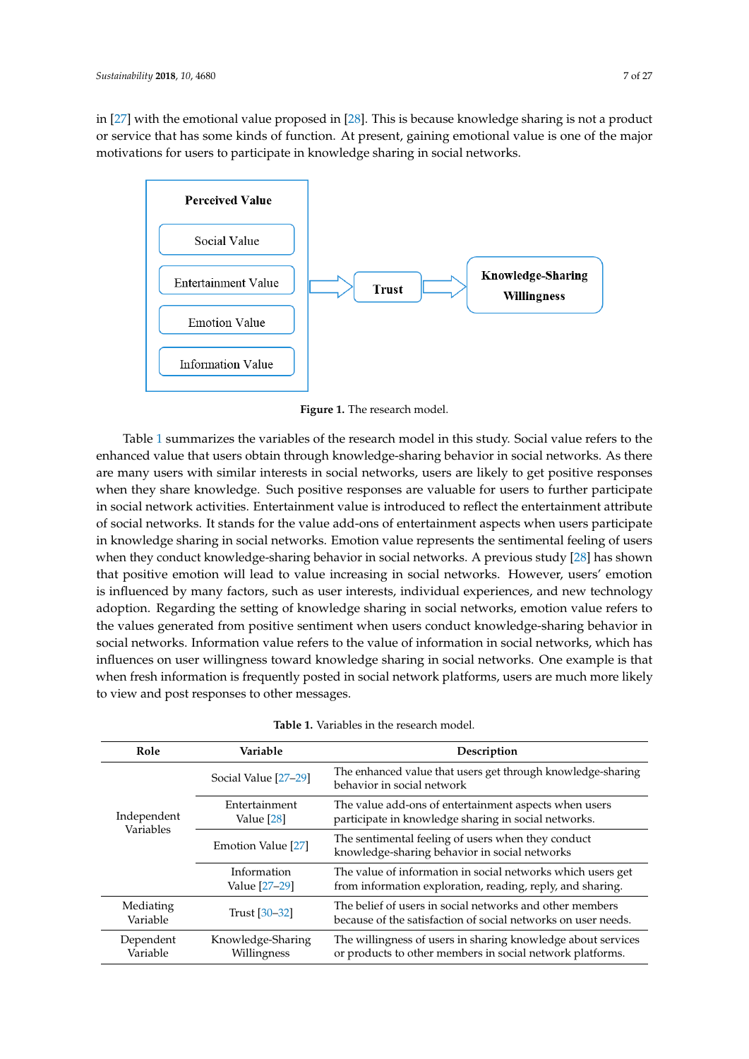in [27] with the emotional value proposed in [28]. This is because knowledge sharing is not a product or service that has some kinds of function. At present, gaining emotional value is one of the major motivations for users to participate in knowledge sharing in social networks.

**Perceived Value**

Social Value

Entertainment Value

Emotion Value

Information Value

**Trust**

**Knowledge-Sharing Willingness**

**Figure 1.** The research model.

Table 1 summarizes the variables of the research model in this study. Social value refers to the enhanced value that users obtain through knowledge-sharing behavior in social networks. As there are many users with similar interests in social networks, users are likely to get positive responses when they share knowledge. Such positive responses are valuable for users to further participate in social network activities. Entertainment value is introduced to reflect the entertainment attribute of social networks. It stands for the value add-ons of entertainment aspects when users participate in knowledge sharing in social networks. Emotion value represents the sentimental feeling of users when they conduct knowledge-sharing behavior in social networks. A previous study [28] has shown that positive emotion will lead to value increasing in social networks. However, users' emotion is influenced by many factors, such as user interests, individual experiences, and new technology adoption. Regarding the setting of knowledge sharing in social networks, emotion value refers to the values generated from positive sentiment when users conduct knowledge-sharing behavior in social networks. Information value refers to the value of information in social networks, which has influences on user willingness toward knowledge sharing in social networks. One example is that when fresh information is frequently posted in social network platforms, users are much more likely to view and post responses to other messages.

**Table 1.** Variables in the research model.

| Role | Variable | Description |
|---|---|---|
| Independent Variables | Social Value [27–29] | The enhanced value that users get through knowledge-sharing behavior in social network |
| | Entertainment Value [28] | The value add-ons of entertainment aspects when users participate in knowledge sharing in social networks. |
| | Emotion Value [27] | The sentimental feeling of users when they conduct knowledge-sharing behavior in social networks |
| | Information Value [27–29] | The value of information in social networks which users get from information exploration, reading, reply, and sharing. |
| Mediating Variable | Trust [30–32] | The belief of users in social networks and other members because of the satisfaction of social networks on user needs. |
| Dependent Variable | Knowledge-Sharing Willingness | The willingness of users in sharing knowledge about services or products to other members in social network platforms. |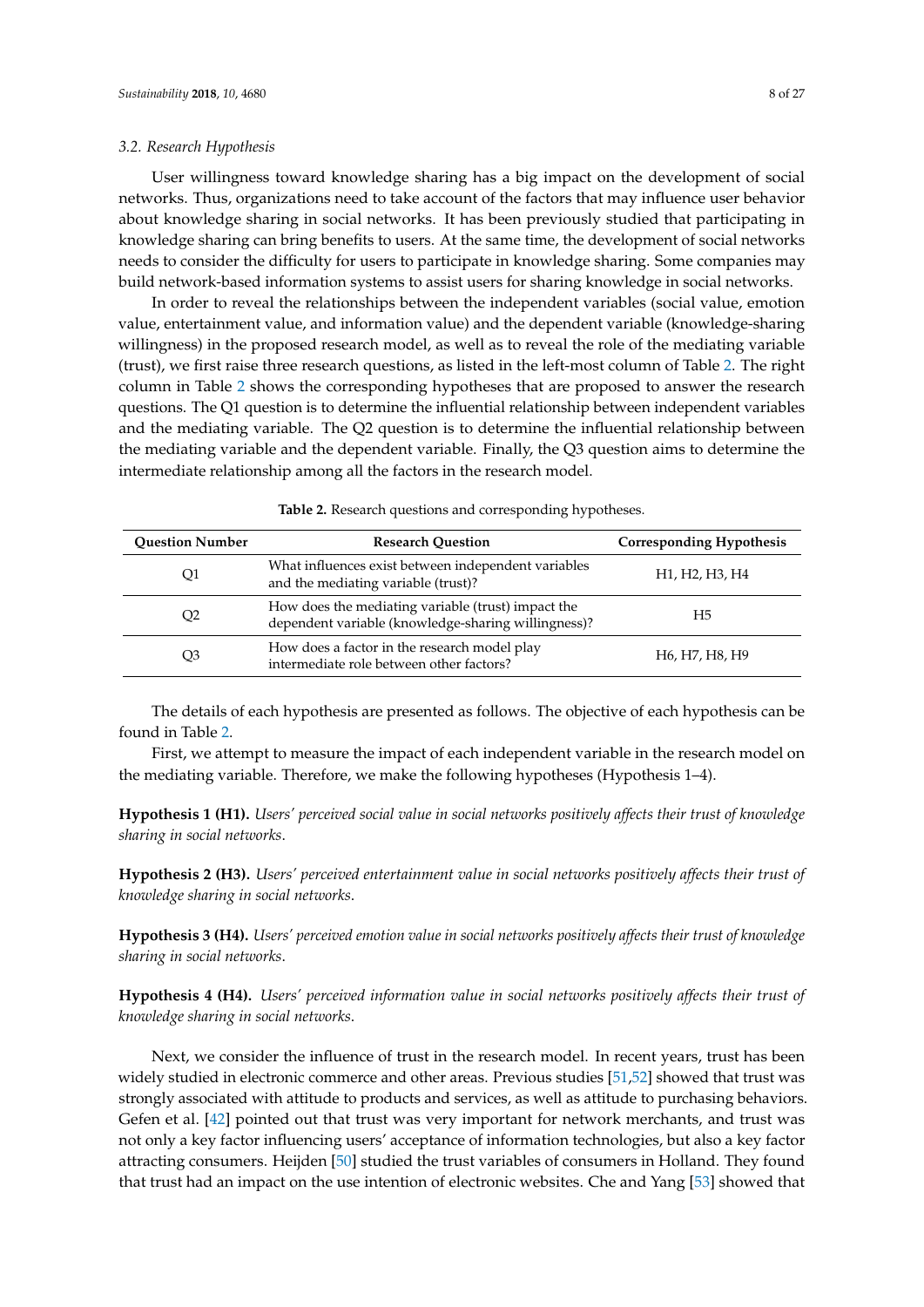### 3.2. Research Hypothesis

User willingness toward knowledge sharing has a big impact on the development of social networks. Thus, organizations need to take account of the factors that may influence user behavior about knowledge sharing in social networks. It has been previously studied that participating in knowledge sharing can bring benefits to users. At the same time, the development of social networks needs to consider the difficulty for users to participate in knowledge sharing. Some companies may build network-based information systems to assist users for sharing knowledge in social networks.

In order to reveal the relationships between the independent variables (social value, emotion value, entertainment value, and information value) and the dependent variable (knowledge-sharing willingness) in the proposed research model, as well as to reveal the role of the mediating variable (trust), we first raise three research questions, as listed in the left-most column of Table 2. The right column in Table 2 shows the corresponding hypotheses that are proposed to answer the research questions. The Q1 question is to determine the influential relationship between independent variables and the mediating variable. The Q2 question is to determine the influential relationship between the mediating variable and the dependent variable. Finally, the Q3 question aims to determine the intermediate relationship among all the factors in the research model.

**Table 2.** Research questions and corresponding hypotheses.

| Question Number | Research Question | Corresponding Hypothesis |
|---|---|---|
| Q1 | What influences exist between independent variables and the mediating variable (trust)? | H1, H2, H3, H4 |
| Q2 | How does the mediating variable (trust) impact the dependent variable (knowledge-sharing willingness)? | H5 |
| Q3 | How does a factor in the research model play intermediate role between other factors? | H6, H7, H8, H9 |

The details of each hypothesis are presented as follows. The objective of each hypothesis can be found in Table 2.

First, we attempt to measure the impact of each independent variable in the research model on the mediating variable. Therefore, we make the following hypotheses (Hypothesis 1–4).

**Hypothesis 1 (H1).** *Users' perceived social value in social networks positively affects their trust of knowledge sharing in social networks.*

**Hypothesis 2 (H3).** *Users' perceived entertainment value in social networks positively affects their trust of knowledge sharing in social networks.*

**Hypothesis 3 (H4).** *Users' perceived emotion value in social networks positively affects their trust of knowledge sharing in social networks.*

**Hypothesis 4 (H4).** *Users' perceived information value in social networks positively affects their trust of knowledge sharing in social networks.*

Next, we consider the influence of trust in the research model. In recent years, trust has been widely studied in electronic commerce and other areas. Previous studies [51,52] showed that trust was strongly associated with attitude to products and services, as well as attitude to purchasing behaviors. Gefen et al. [42] pointed out that trust was very important for network merchants, and trust was not only a key factor influencing users' acceptance of information technologies, but also a key factor attracting consumers. Heijden [50] studied the trust variables of consumers in Holland. They found that trust had an impact on the use intention of electronic websites. Che and Yang [53] showed that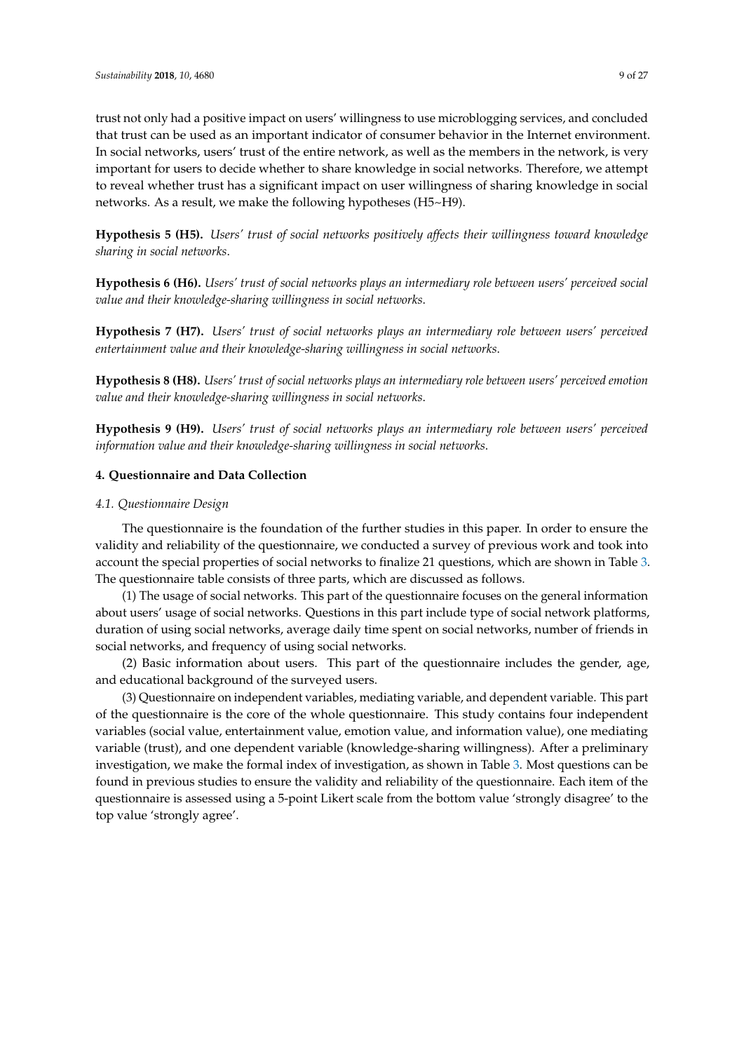trust not only had a positive impact on users' willingness to use microblogging services, and concluded that trust can be used as an important indicator of consumer behavior in the Internet environment. In social networks, users' trust of the entire network, as well as the members in the network, is very important for users to decide whether to share knowledge in social networks. Therefore, we attempt to reveal whether trust has a significant impact on user willingness of sharing knowledge in social networks. As a result, we make the following hypotheses (H5~H9).

**Hypothesis 5 (H5).** *Users' trust of social networks positively affects their willingness toward knowledge sharing in social networks.*

**Hypothesis 6 (H6).** *Users' trust of social networks plays an intermediary role between users' perceived social value and their knowledge-sharing willingness in social networks.*

**Hypothesis 7 (H7).** *Users' trust of social networks plays an intermediary role between users' perceived entertainment value and their knowledge-sharing willingness in social networks.*

**Hypothesis 8 (H8).** *Users' trust of social networks plays an intermediary role between users' perceived emotion value and their knowledge-sharing willingness in social networks.*

**Hypothesis 9 (H9).** *Users' trust of social networks plays an intermediary role between users' perceived information value and their knowledge-sharing willingness in social networks.*

## 4. Questionnaire and Data Collection

### *4.1. Questionnaire Design*

The questionnaire is the foundation of the further studies in this paper. In order to ensure the validity and reliability of the questionnaire, we conducted a survey of previous work and took into account the special properties of social networks to finalize 21 questions, which are shown in Table 3. The questionnaire table consists of three parts, which are discussed as follows.

(1) The usage of social networks. This part of the questionnaire focuses on the general information about users' usage of social networks. Questions in this part include type of social network platforms, duration of using social networks, average daily time spent on social networks, number of friends in social networks, and frequency of using social networks.

(2) Basic information about users. This part of the questionnaire includes the gender, age, and educational background of the surveyed users.

(3) Questionnaire on independent variables, mediating variable, and dependent variable. This part of the questionnaire is the core of the whole questionnaire. This study contains four independent variables (social value, entertainment value, emotion value, and information value), one mediating variable (trust), and one dependent variable (knowledge-sharing willingness). After a preliminary investigation, we make the formal index of investigation, as shown in Table 3. Most questions can be found in previous studies to ensure the validity and reliability of the questionnaire. Each item of the questionnaire is assessed using a 5-point Likert scale from the bottom value 'strongly disagree' to the top value 'strongly agree'.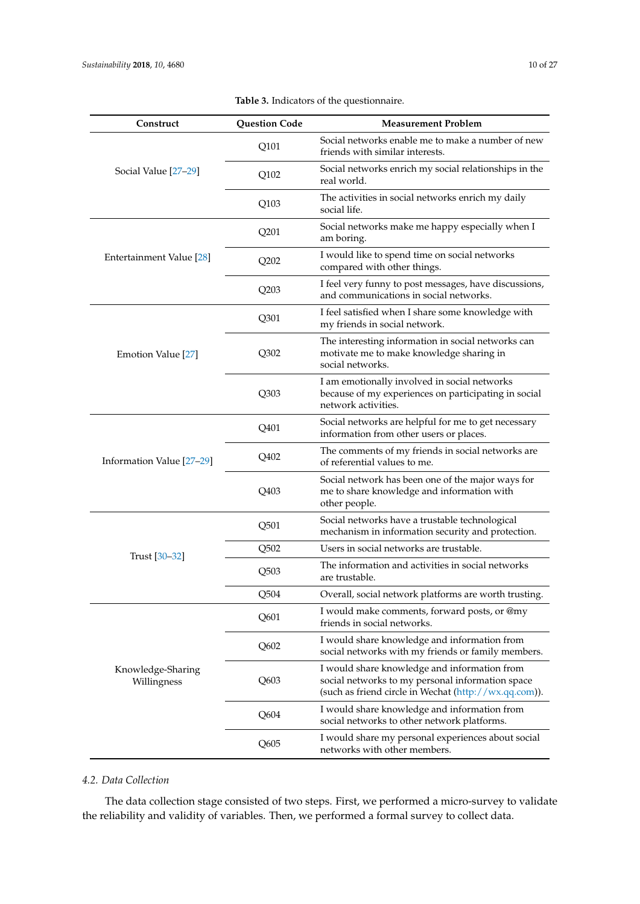**Table 3.** Indicators of the questionnaire.

| Construct | Question Code | Measurement Problem |
|---|---|---|
| Social Value [27–29] | Q101 | Social networks enable me to make a number of new friends with similar interests. |
| | Q102 | Social networks enrich my social relationships in the real world. |
| | Q103 | The activities in social networks enrich my daily social life. |
| Entertainment Value [28] | Q201 | Social networks make me happy especially when I am boring. |
| | Q202 | I would like to spend time on social networks compared with other things. |
| | Q203 | I feel very funny to post messages, have discussions, and communications in social networks. |
| Emotion Value [27] | Q301 | I feel satisfied when I share some knowledge with my friends in social network. |
| | Q302 | The interesting information in social networks can motivate me to make knowledge sharing in social networks. |
| | Q303 | I am emotionally involved in social networks because of my experiences on participating in social network activities. |
| Information Value [27–29] | Q401 | Social networks are helpful for me to get necessary information from other users or places. |
| | Q402 | The comments of my friends in social networks are of referential values to me. |
| | Q403 | Social network has been one of the major ways for me to share knowledge and information with other people. |
| Trust [30–32] | Q501 | Social networks have a trustable technological mechanism in information security and protection. |
| | Q502 | Users in social networks are trustable. |
| | Q503 | The information and activities in social networks are trustable. |
| | Q504 | Overall, social network platforms are worth trusting. |
| Knowledge-Sharing Willingness | Q601 | I would make comments, forward posts, or @my friends in social networks. |
| | Q602 | I would share knowledge and information from social networks with my friends or family members. |
| | Q603 | I would share knowledge and information from social networks to my personal information space (such as friend circle in Wechat (http://wx.qq.com)). |
| | Q604 | I would share knowledge and information from social networks to other network platforms. |
| | Q605 | I would share my personal experiences about social networks with other members. |

### *4.2. Data Collection*

The data collection stage consisted of two steps. First, we performed a micro-survey to validate the reliability and validity of variables. Then, we performed a formal survey to collect data.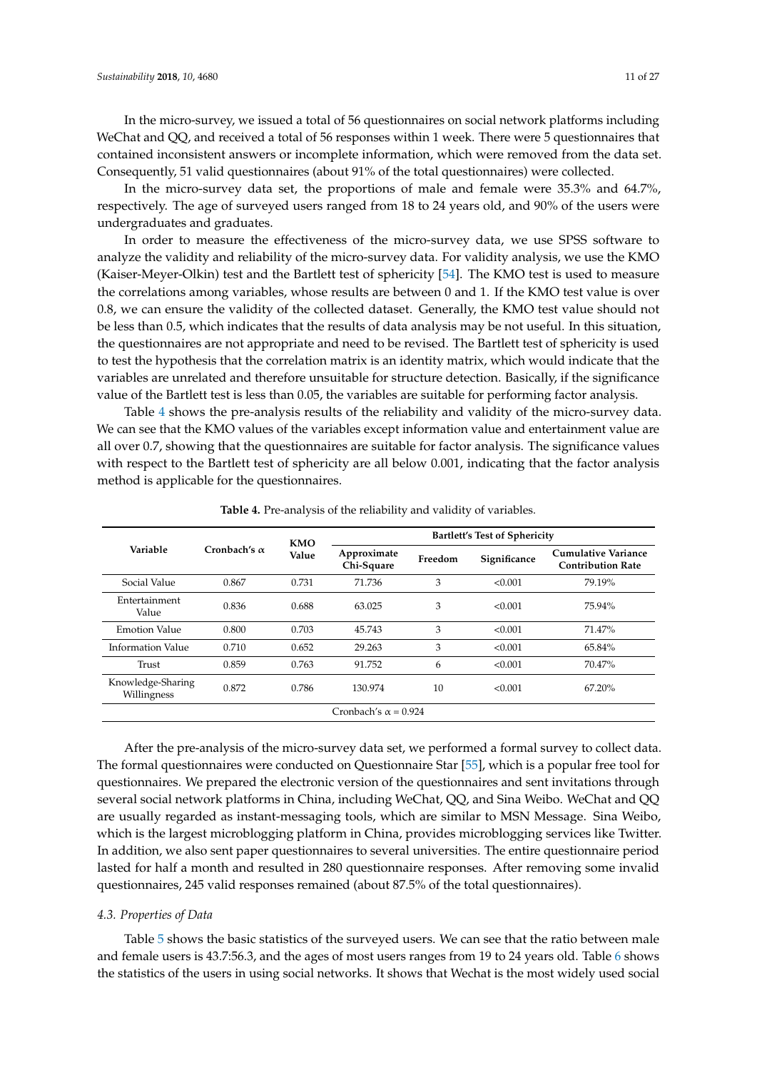In the micro-survey, we issued a total of 56 questionnaires on social network platforms including WeChat and QQ, and received a total of 56 responses within 1 week. There were 5 questionnaires that contained inconsistent answers or incomplete information, which were removed from the data set. Consequently, 51 valid questionnaires (about 91% of the total questionnaires) were collected.

In the micro-survey data set, the proportions of male and female were 35.3% and 64.7%, respectively. The age of surveyed users ranged from 18 to 24 years old, and 90% of the users were undergraduates and graduates.

In order to measure the effectiveness of the micro-survey data, we use SPSS software to analyze the validity and reliability of the micro-survey data. For validity analysis, we use the KMO (Kaiser-Meyer-Olkin) test and the Bartlett test of sphericity [54]. The KMO test is used to measure the correlations among variables, whose results are between 0 and 1. If the KMO test value is over 0.8, we can ensure the validity of the collected dataset. Generally, the KMO test value should not be less than 0.5, which indicates that the results of data analysis may be not useful. In this situation, the questionnaires are not appropriate and need to be revised. The Bartlett test of sphericity is used to test the hypothesis that the correlation matrix is an identity matrix, which would indicate that the variables are unrelated and therefore unsuitable for structure detection. Basically, if the significance value of the Bartlett test is less than 0.05, the variables are suitable for performing factor analysis.

Table 4 shows the pre-analysis results of the reliability and validity of the micro-survey data. We can see that the KMO values of the variables except information value and entertainment value are all over 0.7, showing that the questionnaires are suitable for factor analysis. The significance values with respect to the Bartlett test of sphericity are all below 0.001, indicating that the factor analysis method is applicable for the questionnaires.

**Table 4.** Pre-analysis of the reliability and validity of variables.

| Variable | Cronbach's α | KMO Value | Bartlett's Test of Sphericity | | | |
|---|---|---|---|---|---|---|
| | | | Approximate Chi-Square | Freedom | Significance | Cumulative Variance Contribution Rate |
| Social Value | 0.867 | 0.731 | 71.736 | 3 | <0.001 | 79.19% |
| Entertainment Value | 0.836 | 0.688 | 63.025 | 3 | <0.001 | 75.94% |
| Emotion Value | 0.800 | 0.703 | 45.743 | 3 | <0.001 | 71.47% |
| Information Value | 0.710 | 0.652 | 29.263 | 3 | <0.001 | 65.84% |
| Trust | 0.859 | 0.763 | 91.752 | 6 | <0.001 | 70.47% |
| Knowledge-Sharing Willingness | 0.872 | 0.786 | 130.974 | 10 | <0.001 | 67.20% |
| Cronbach's α = 0.924 | | | | | | |

After the pre-analysis of the micro-survey data set, we performed a formal survey to collect data. The formal questionnaires were conducted on Questionnaire Star [55], which is a popular free tool for questionnaires. We prepared the electronic version of the questionnaires and sent invitations through several social network platforms in China, including WeChat, QQ, and Sina Weibo. WeChat and QQ are usually regarded as instant-messaging tools, which are similar to MSN Message. Sina Weibo, which is the largest microblogging platform in China, provides microblogging services like Twitter. In addition, we also sent paper questionnaires to several universities. The entire questionnaire period lasted for half a month and resulted in 280 questionnaire responses. After removing some invalid questionnaires, 245 valid responses remained (about 87.5% of the total questionnaires).

### 4.3. Properties of Data

Table 5 shows the basic statistics of the surveyed users. We can see that the ratio between male and female users is 43.7:56.3, and the ages of most users ranges from 19 to 24 years old. Table 6 shows the statistics of the users in using social networks. It shows that Wechat is the most widely used social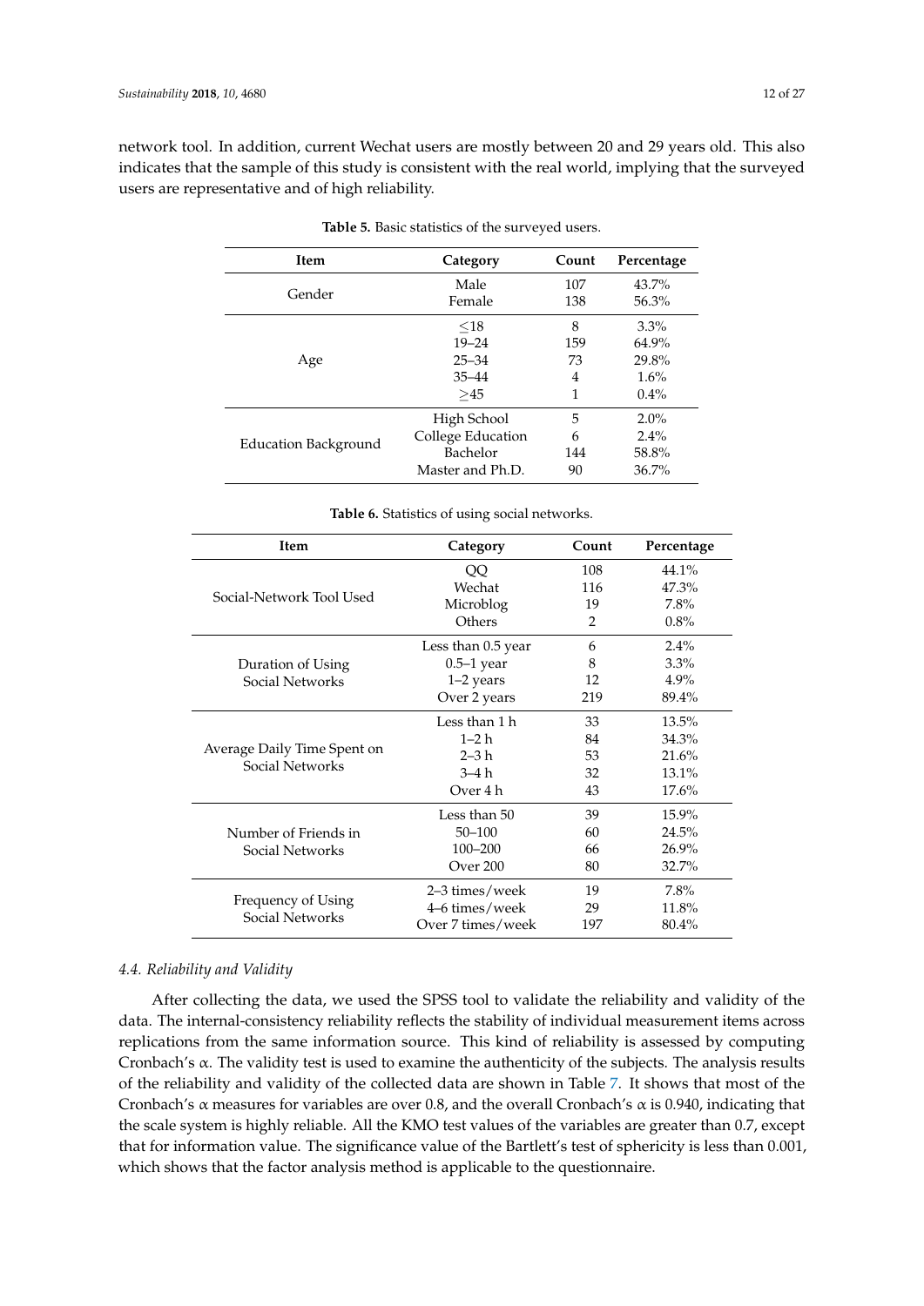network tool. In addition, current Wechat users are mostly between 20 and 29 years old. This also indicates that the sample of this study is consistent with the real world, implying that the surveyed users are representative and of high reliability.

**Table 5.** Basic statistics of the surveyed users.

| Item | Category | Count | Percentage |
|---|---|---|---|
| Gender | Male | 107 | 43.7% |
| | Female | 138 | 56.3% |
| Age | ≤18 | 8 | 3.3% |
| | 19–24 | 159 | 64.9% |
| | 25–34 | 73 | 29.8% |
| | 35–44 | 4 | 1.6% |
| | ≥45 | 1 | 0.4% |
| Education Background | High School | 5 | 2.0% |
| | College Education | 6 | 2.4% |
| | Bachelor | 144 | 58.8% |
| | Master and Ph.D. | 90 | 36.7% |

**Table 6.** Statistics of using social networks.

| Item | Category | Count | Percentage |
|---|---|---|---|
| Social-Network Tool Used | QQ | 108 | 44.1% |
| | Wechat | 116 | 47.3% |
| | Microblog | 19 | 7.8% |
| | Others | 2 | 0.8% |
| Duration of Using Social Networks | Less than 0.5 year | 6 | 2.4% |
| | 0.5–1 year | 8 | 3.3% |
| | 1–2 years | 12 | 4.9% |
| | Over 2 years | 219 | 89.4% |
| Average Daily Time Spent on Social Networks | Less than 1 h | 33 | 13.5% |
| | 1–2 h | 84 | 34.3% |
| | 2–3 h | 53 | 21.6% |
| | 3–4 h | 32 | 13.1% |
| | Over 4 h | 43 | 17.6% |
| Number of Friends in Social Networks | Less than 50 | 39 | 15.9% |
| | 50–100 | 60 | 24.5% |
| | 100–200 | 66 | 26.9% |
| | Over 200 | 80 | 32.7% |
| Frequency of Using Social Networks | 2–3 times/week | 19 | 7.8% |
| | 4–6 times/week | 29 | 11.8% |
| | Over 7 times/week | 197 | 80.4% |

### *4.4. Reliability and Validity*

After collecting the data, we used the SPSS tool to validate the reliability and validity of the data. The internal-consistency reliability reflects the stability of individual measurement items across replications from the same information source. This kind of reliability is assessed by computing Cronbach's $\alpha$. The validity test is used to examine the authenticity of the subjects. The analysis results of the reliability and validity of the collected data are shown in Table 7. It shows that most of the Cronbach's $\alpha$ measures for variables are over 0.8, and the overall Cronbach's $\alpha$ is 0.940, indicating that the scale system is highly reliable. All the KMO test values of the variables are greater than 0.7, except that for information value. The significance value of the Bartlett's test of sphericity is less than 0.001, which shows that the factor analysis method is applicable to the questionnaire.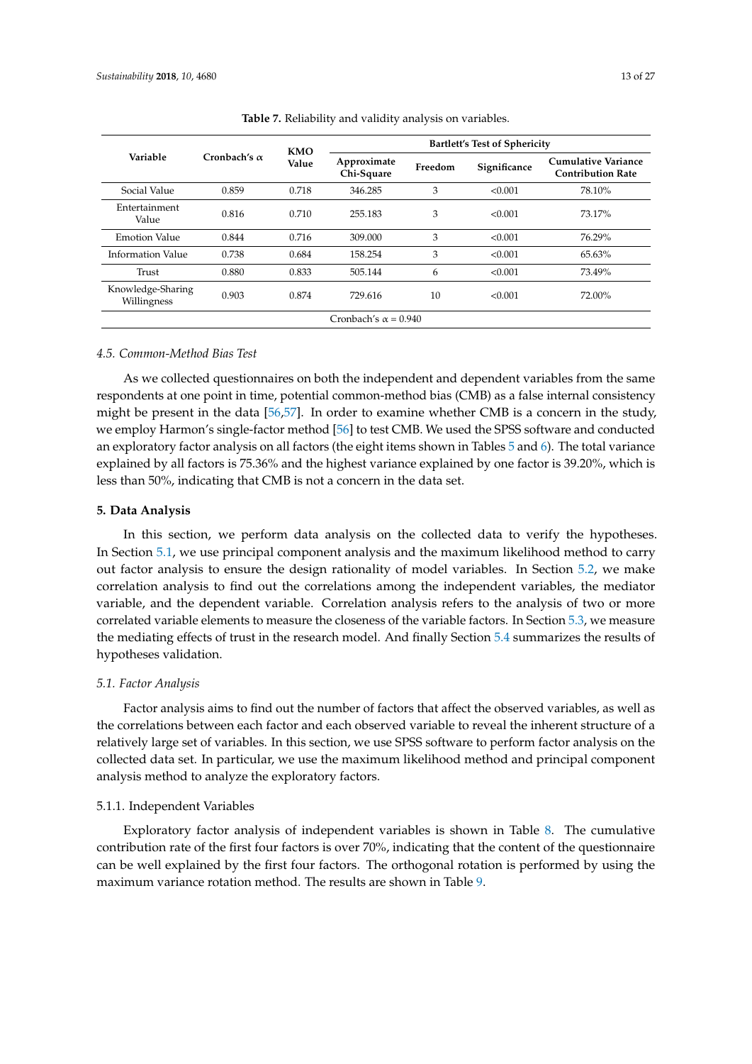**Table 7.** Reliability and validity analysis on variables.

| Variable | Cronbach's α | KMO Value | Bartlett's Test of Sphericity | | | |
|---|---|---|---|---|---|---|
| | | | Approximate Chi-Square | Freedom | Significance | Cumulative Variance Contribution Rate |
| Social Value | 0.859 | 0.718 | 346.285 | 3 | <0.001 | 78.10% |
| Entertainment Value | 0.816 | 0.710 | 255.183 | 3 | <0.001 | 73.17% |
| Emotion Value | 0.844 | 0.716 | 309.000 | 3 | <0.001 | 76.29% |
| Information Value | 0.738 | 0.684 | 158.254 | 3 | <0.001 | 65.63% |
| Trust | 0.880 | 0.833 | 505.144 | 6 | <0.001 | 73.49% |
| Knowledge-Sharing Willingness | 0.903 | 0.874 | 729.616 | 10 | <0.001 | 72.00% |
| Cronbach's α = 0.940 | | | | | | |

### *4.5. Common-Method Bias Test*

As we collected questionnaires on both the independent and dependent variables from the same respondents at one point in time, potential common-method bias (CMB) as a false internal consistency might be present in the data [56,57]. In order to examine whether CMB is a concern in the study, we employ Harmon's single-factor method [56] to test CMB. We used the SPSS software and conducted an exploratory factor analysis on all factors (the eight items shown in Tables 5 and 6). The total variance explained by all factors is 75.36% and the highest variance explained by one factor is 39.20%, which is less than 50%, indicating that CMB is not a concern in the data set.

## **5. Data Analysis**

In this section, we perform data analysis on the collected data to verify the hypotheses. In Section 5.1, we use principal component analysis and the maximum likelihood method to carry out factor analysis to ensure the design rationality of model variables. In Section 5.2, we make correlation analysis to find out the correlations among the independent variables, the mediator variable, and the dependent variable. Correlation analysis refers to the analysis of two or more correlated variable elements to measure the closeness of the variable factors. In Section 5.3, we measure the mediating effects of trust in the research model. And finally Section 5.4 summarizes the results of hypotheses validation.

### *5.1. Factor Analysis*

Factor analysis aims to find out the number of factors that affect the observed variables, as well as the correlations between each factor and each observed variable to reveal the inherent structure of a relatively large set of variables. In this section, we use SPSS software to perform factor analysis on the collected data set. In particular, we use the maximum likelihood method and principal component analysis method to analyze the exploratory factors.

#### 5.1.1. Independent Variables

Exploratory factor analysis of independent variables is shown in Table 8. The cumulative contribution rate of the first four factors is over 70%, indicating that the content of the questionnaire can be well explained by the first four factors. The orthogonal rotation is performed by using the maximum variance rotation method. The results are shown in Table 9.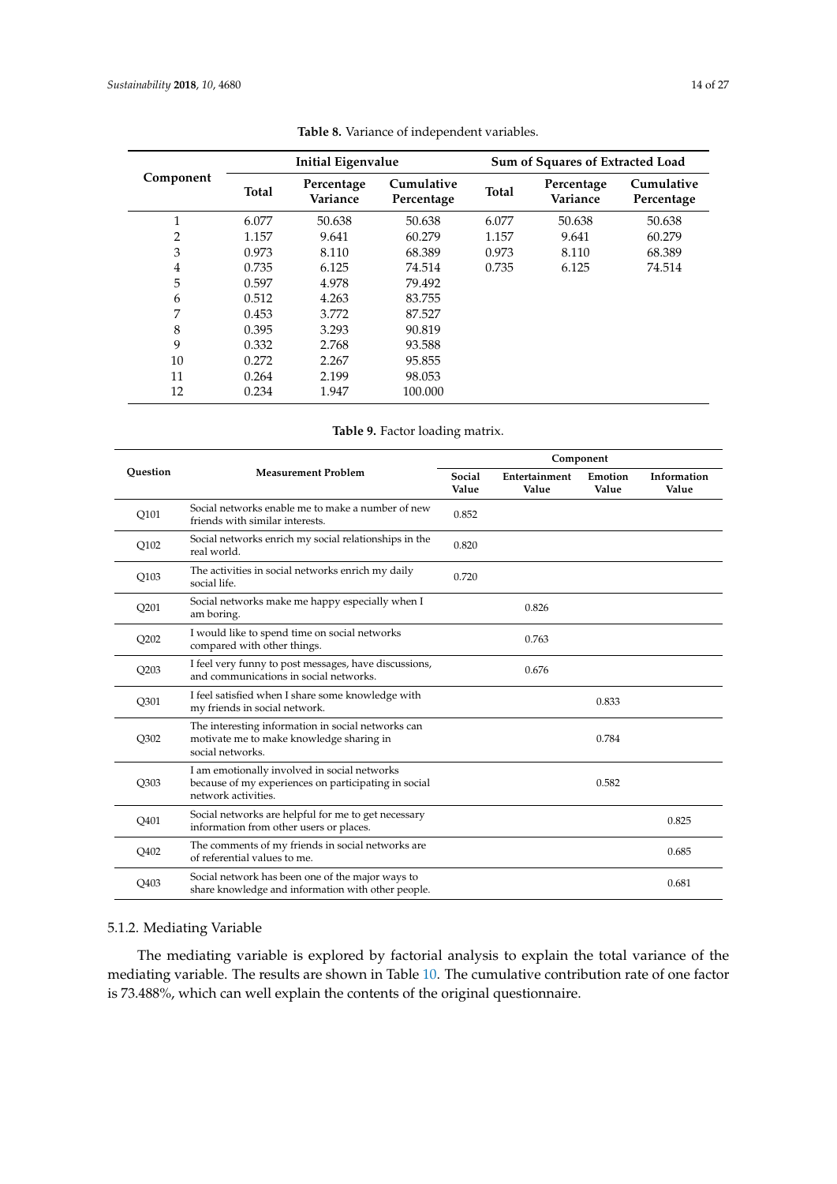**Table 8.** Variance of independent variables.

| Component | Initial Eigenvalue | | | Sum of Squares of Extracted Load | | |
|---|---|---|---|---|---|---|
| | Total | Percentage Variance | Cumulative Percentage | Total | Percentage Variance | Cumulative Percentage |
| 1 | 6.077 | 50.638 | 50.638 | 6.077 | 50.638 | 50.638 |
| 2 | 1.157 | 9.641 | 60.279 | 1.157 | 9.641 | 60.279 |
| 3 | 0.973 | 8.110 | 68.389 | 0.973 | 8.110 | 68.389 |
| 4 | 0.735 | 6.125 | 74.514 | 0.735 | 6.125 | 74.514 |
| 5 | 0.597 | 4.978 | 79.492 | | | |
| 6 | 0.512 | 4.263 | 83.755 | | | |
| 7 | 0.453 | 3.772 | 87.527 | | | |
| 8 | 0.395 | 3.293 | 90.819 | | | |
| 9 | 0.332 | 2.768 | 93.588 | | | |
| 10 | 0.272 | 2.267 | 95.855 | | | |
| 11 | 0.264 | 2.199 | 98.053 | | | |
| 12 | 0.234 | 1.947 | 100.000 | | | |

**Table 9.** Factor loading matrix.

| Question | Measurement Problem | Component | | | |
|---|---|---|---|---|---|
| | | Social Value | Entertainment Value | Emotion Value | Information Value |
| Q101 | Social networks enable me to make a number of new friends with similar interests. | 0.852 | | | |
| Q102 | Social networks enrich my social relationships in the real world. | 0.820 | | | |
| Q103 | The activities in social networks enrich my daily social life. | 0.720 | | | |
| Q201 | Social networks make me happy especially when I am boring. | | 0.826 | | |
| Q202 | I would like to spend time on social networks compared with other things. | | 0.763 | | |
| Q203 | I feel very funny to post messages, have discussions, and communications in social networks. | | 0.676 | | |
| Q301 | I feel satisfied when I share some knowledge with my friends in social network. | | | 0.833 | |
| Q302 | The interesting information in social networks can motivate me to make knowledge sharing in social networks. | | | 0.784 | |
| Q303 | I am emotionally involved in social networks because of my experiences on participating in social network activities. | | | 0.582 | |
| Q401 | Social networks are helpful for me to get necessary information from other users or places. | | | | 0.825 |
| Q402 | The comments of my friends in social networks are of referential values to me. | | | | 0.685 |
| Q403 | Social network has been one of the major ways to share knowledge and information with other people. | | | | 0.681 |

### 5.1.2. Mediating Variable

The mediating variable is explored by factorial analysis to explain the total variance of the mediating variable. The results are shown in Table 10. The cumulative contribution rate of one factor is 73.488%, which can well explain the contents of the original questionnaire.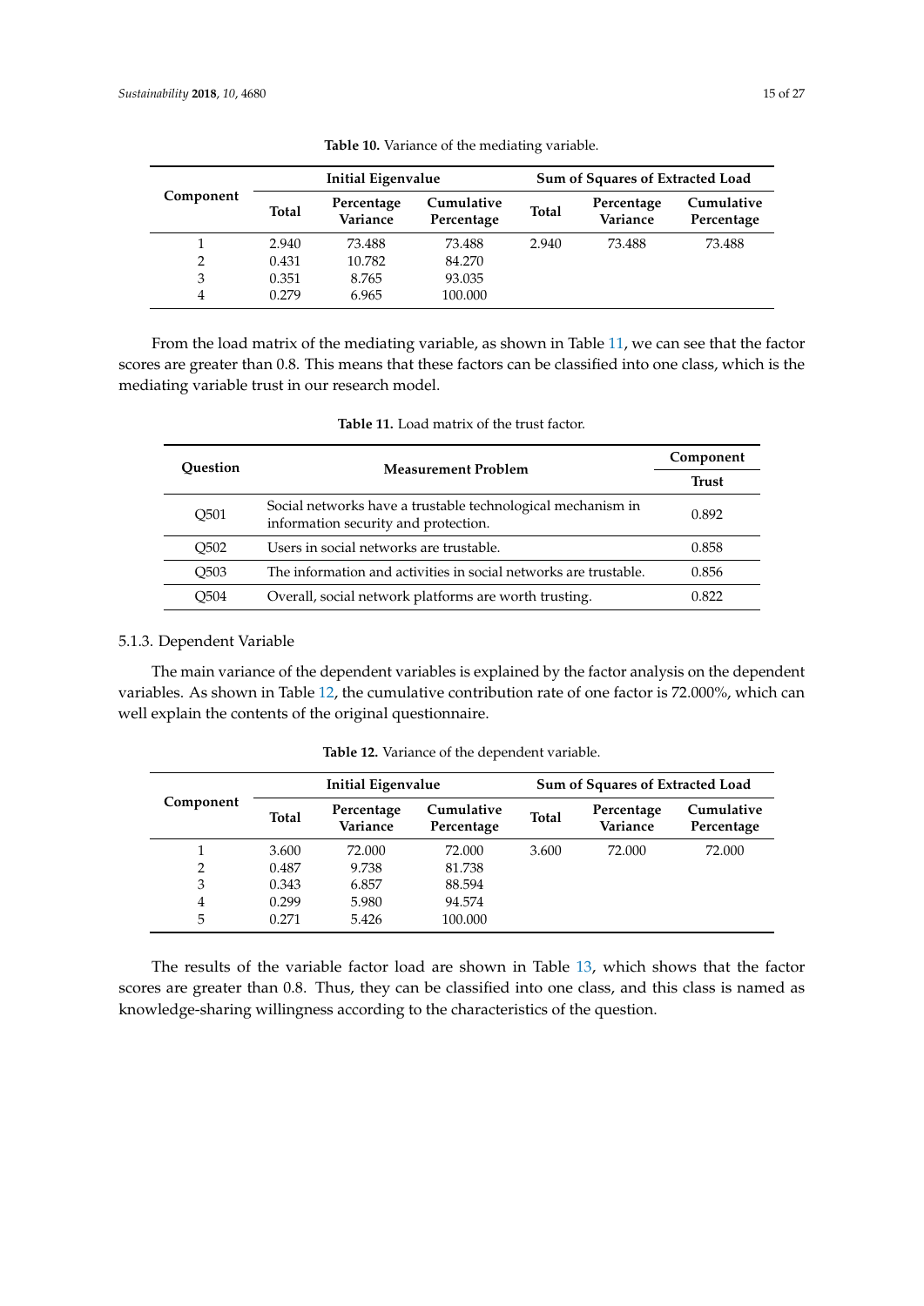**Table 10.** Variance of the mediating variable.

| Component | Initial Eigenvalue | | | Sum of Squares of Extracted Load | | |
|---|---|---|---|---|---|---|
| | Total | Percentage Variance | Cumulative Percentage | Total | Percentage Variance | Cumulative Percentage |
| 1 | 2.940 | 73.488 | 73.488 | 2.940 | 73.488 | 73.488 |
| 2 | 0.431 | 10.782 | 84.270 | | | |
| 3 | 0.351 | 8.765 | 93.035 | | | |
| 4 | 0.279 | 6.965 | 100.000 | | | |

From the load matrix of the mediating variable, as shown in Table 11, we can see that the factor scores are greater than 0.8. This means that these factors can be classified into one class, which is the mediating variable trust in our research model.

**Table 11.** Load matrix of the trust factor.

| Question | Measurement Problem | Component |
|---|---|---|
| | | Trust |
| Q501 | Social networks have a trustable technological mechanism in information security and protection. | 0.892 |
| Q502 | Users in social networks are trustable. | 0.858 |
| Q503 | The information and activities in social networks are trustable. | 0.856 |
| Q504 | Overall, social network platforms are worth trusting. | 0.822 |

#### 5.1.3. Dependent Variable

The main variance of the dependent variables is explained by the factor analysis on the dependent variables. As shown in Table 12, the cumulative contribution rate of one factor is 72.000%, which can well explain the contents of the original questionnaire.

**Table 12.** Variance of the dependent variable.

| Component | Initial Eigenvalue | | | Sum of Squares of Extracted Load | | |
|---|---|---|---|---|---|---|
| | Total | Percentage Variance | Cumulative Percentage | Total | Percentage Variance | Cumulative Percentage |
| 1 | 3.600 | 72.000 | 72.000 | 3.600 | 72.000 | 72.000 |
| 2 | 0.487 | 9.738 | 81.738 | | | |
| 3 | 0.343 | 6.857 | 88.594 | | | |
| 4 | 0.299 | 5.980 | 94.574 | | | |
| 5 | 0.271 | 5.426 | 100.000 | | | |

The results of the variable factor load are shown in Table 13, which shows that the factor scores are greater than 0.8. Thus, they can be classified into one class, and this class is named as knowledge-sharing willingness according to the characteristics of the question.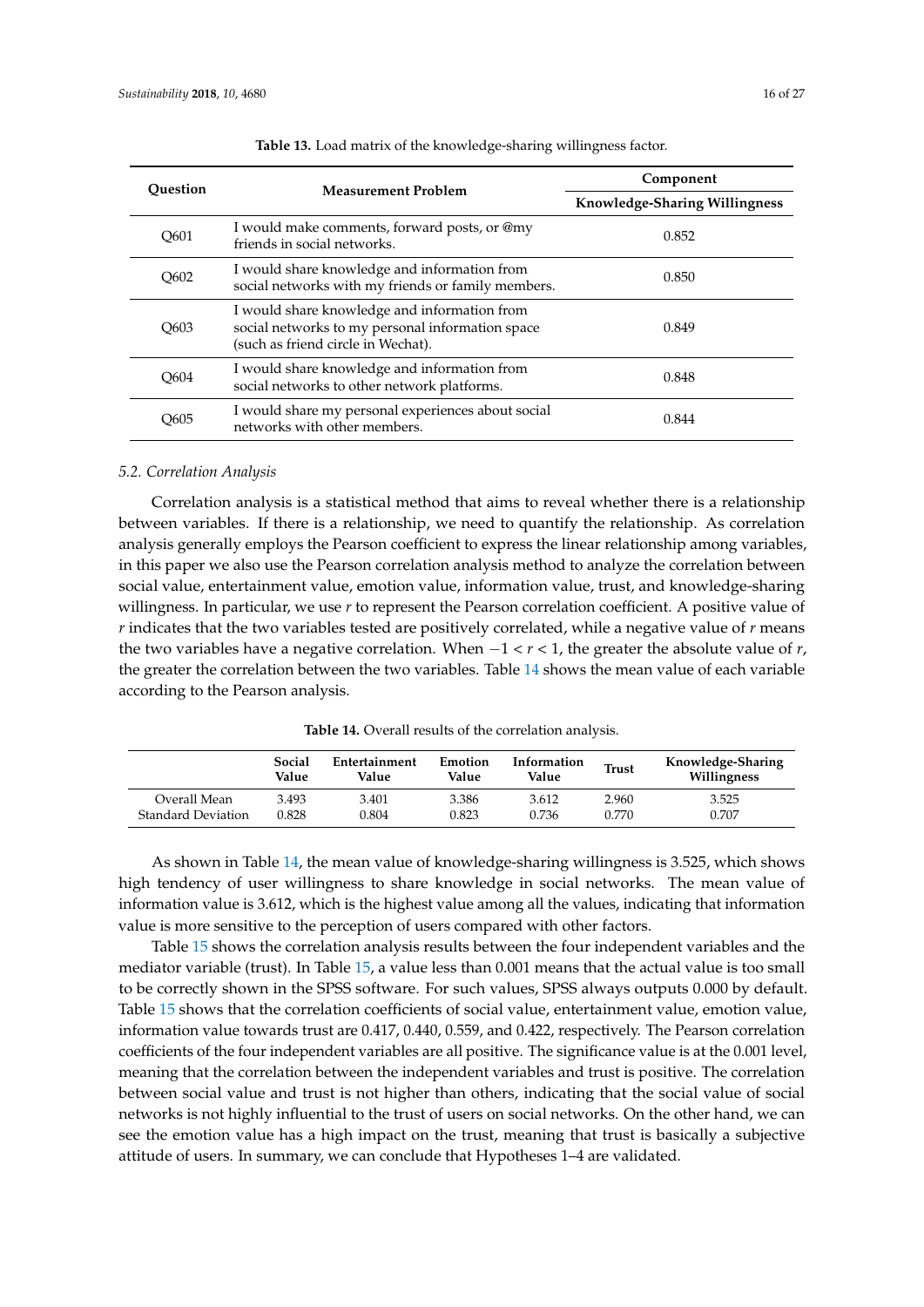**Table 13.** Load matrix of the knowledge-sharing willingness factor.

| Question | Measurement Problem | Component |
|---|---|---|
| | | **Knowledge-Sharing Willingness** |
| Q601 | I would make comments, forward posts, or @my friends in social networks. | 0.852 |
| Q602 | I would share knowledge and information from social networks with my friends or family members. | 0.850 |
| Q603 | I would share knowledge and information from social networks to my personal information space (such as friend circle in Wechat). | 0.849 |
| Q604 | I would share knowledge and information from social networks to other network platforms. | 0.848 |
| Q605 | I would share my personal experiences about social networks with other members. | 0.844 |

### *5.2. Correlation Analysis*

Correlation analysis is a statistical method that aims to reveal whether there is a relationship between variables. If there is a relationship, we need to quantify the relationship. As correlation analysis generally employs the Pearson coefficient to express the linear relationship among variables, in this paper we also use the Pearson correlation analysis method to analyze the correlation between social value, entertainment value, emotion value, information value, trust, and knowledge-sharing willingness. In particular, we use $r$ to represent the Pearson correlation coefficient. A positive value of $r$ indicates that the two variables tested are positively correlated, while a negative value of $r$ means the two variables have a negative correlation. When $-1 < r < 1$, the greater the absolute value of $r$, the greater the correlation between the two variables. Table 14 shows the mean value of each variable according to the Pearson analysis.

**Table 14.** Overall results of the correlation analysis.

| | Social Value | Entertainment Value | Emotion Value | Information Value | Trust | Knowledge-Sharing Willingness |
|---|---|---|---|---|---|---|
| Overall Mean | 3.493 | 3.401 | 3.386 | 3.612 | 2.960 | 3.525 |
| Standard Deviation | 0.828 | 0.804 | 0.823 | 0.736 | 0.770 | 0.707 |

As shown in Table 14, the mean value of knowledge-sharing willingness is 3.525, which shows high tendency of user willingness to share knowledge in social networks. The mean value of information value is 3.612, which is the highest value among all the values, indicating that information value is more sensitive to the perception of users compared with other factors.

Table 15 shows the correlation analysis results between the four independent variables and the mediator variable (trust). In Table 15, a value less than 0.001 means that the actual value is too small to be correctly shown in the SPSS software. For such values, SPSS always outputs 0.000 by default. Table 15 shows that the correlation coefficients of social value, entertainment value, emotion value, information value towards trust are 0.417, 0.440, 0.559, and 0.422, respectively. The Pearson correlation coefficients of the four independent variables are all positive. The significance value is at the 0.001 level, meaning that the correlation between the independent variables and trust is positive. The correlation between social value and trust is not higher than others, indicating that the social value of social networks is not highly influential to the trust of users on social networks. On the other hand, we can see the emotion value has a high impact on the trust, meaning that trust is basically a subjective attitude of users. In summary, we can conclude that Hypotheses 1–4 are validated.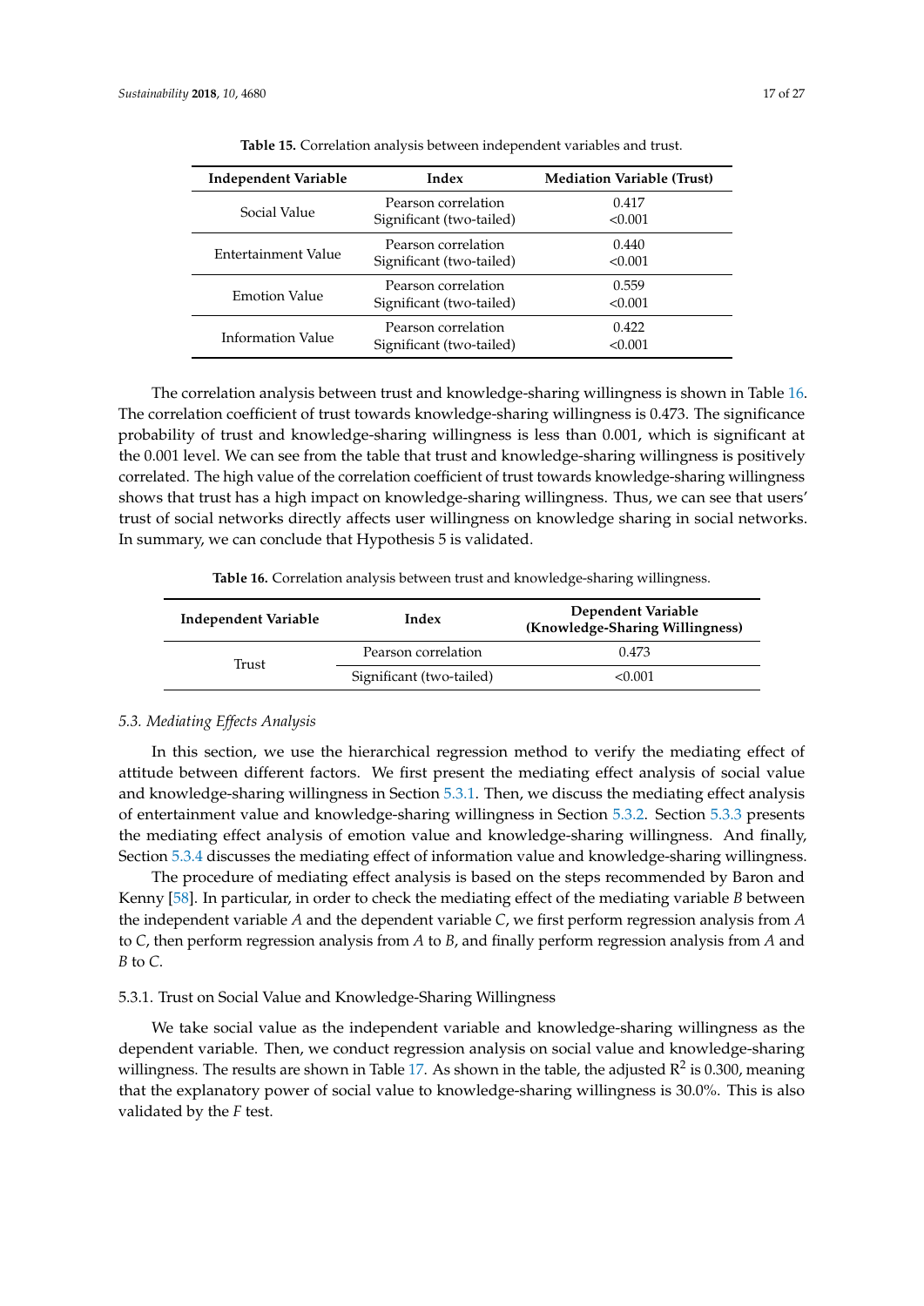**Table 15.** Correlation analysis between independent variables and trust.

| Independent Variable | Index | Mediation Variable (Trust) |
|---|---|---|
| Social Value | Pearson correlation<br>Significant (two-tailed) | 0.417<br><0.001 |
| Entertainment Value | Pearson correlation<br>Significant (two-tailed) | 0.440<br><0.001 |
| Emotion Value | Pearson correlation<br>Significant (two-tailed) | 0.559<br><0.001 |
| Information Value | Pearson correlation<br>Significant (two-tailed) | 0.422<br><0.001 |

The correlation analysis between trust and knowledge-sharing willingness is shown in Table 16. The correlation coefficient of trust towards knowledge-sharing willingness is 0.473. The significance probability of trust and knowledge-sharing willingness is less than 0.001, which is significant at the 0.001 level. We can see from the table that trust and knowledge-sharing willingness is positively correlated. The high value of the correlation coefficient of trust towards knowledge-sharing willingness shows that trust has a high impact on knowledge-sharing willingness. Thus, we can see that users' trust of social networks directly affects user willingness on knowledge sharing in social networks. In summary, we can conclude that Hypothesis 5 is validated.

**Table 16.** Correlation analysis between trust and knowledge-sharing willingness.

| Independent Variable | Index | Dependent Variable (Knowledge-Sharing Willingness) |
|---|---|---|
| Trust | Pearson correlation | 0.473 |
| | Significant (two-tailed) | <0.001 |

### 5.3. Mediating Effects Analysis

In this section, we use the hierarchical regression method to verify the mediating effect of attitude between different factors. We first present the mediating effect analysis of social value and knowledge-sharing willingness in Section 5.3.1. Then, we discuss the mediating effect analysis of entertainment value and knowledge-sharing willingness in Section 5.3.2. Section 5.3.3 presents the mediating effect analysis of emotion value and knowledge-sharing willingness. And finally, Section 5.3.4 discusses the mediating effect of information value and knowledge-sharing willingness.

The procedure of mediating effect analysis is based on the steps recommended by Baron and Kenny [58]. In particular, in order to check the mediating effect of the mediating variable *B* between the independent variable *A* and the dependent variable *C*, we first perform regression analysis from *A* to *C*, then perform regression analysis from *A* to *B*, and finally perform regression analysis from *A* and *B* to *C*.

#### 5.3.1. Trust on Social Value and Knowledge-Sharing Willingness

We take social value as the independent variable and knowledge-sharing willingness as the dependent variable. Then, we conduct regression analysis on social value and knowledge-sharing willingness. The results are shown in Table 17. As shown in the table, the adjusted $R^2$ is 0.300, meaning that the explanatory power of social value to knowledge-sharing willingness is 30.0%. This is also validated by the *F* test.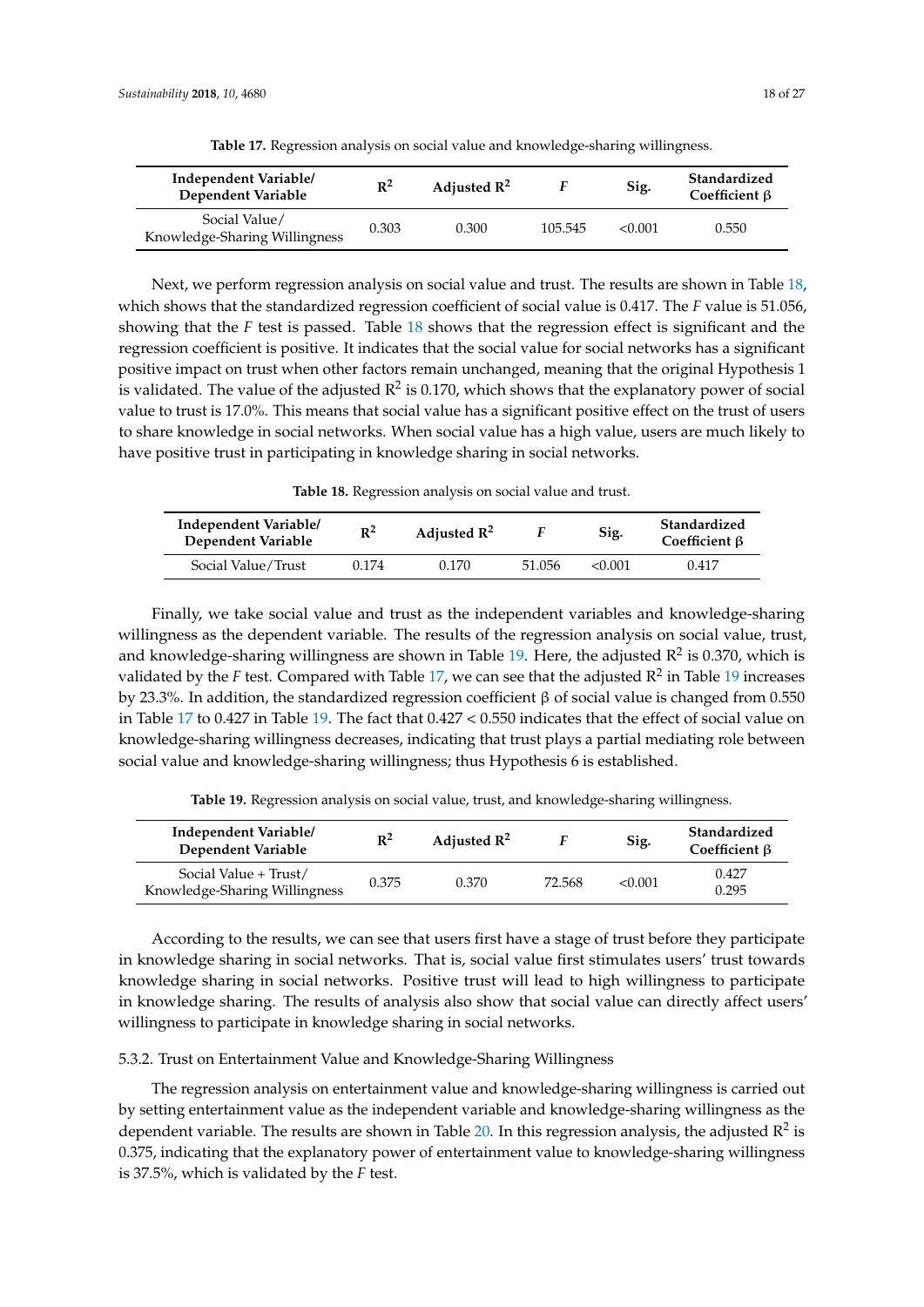**Table 17.** Regression analysis on social value and knowledge-sharing willingness.

| Independent Variable/ Dependent Variable | $R^2$ | Adjusted $R^2$ | $F$ | Sig. | Standardized Coefficient β |
|---|---|---|---|---|---|
| Social Value/ Knowledge-Sharing Willingness | 0.303 | 0.300 | 105.545 | <0.001 | 0.550 |

Next, we perform regression analysis on social value and trust. The results are shown in Table 18, which shows that the standardized regression coefficient of social value is 0.417. The $F$ value is 51.056, showing that the $F$ test is passed. Table 18 shows that the regression effect is significant and the regression coefficient is positive. It indicates that the social value for social networks has a significant positive impact on trust when other factors remain unchanged, meaning that the original Hypothesis 1 is validated. The value of the adjusted $R^2$ is 0.170, which shows that the explanatory power of social value to trust is 17.0%. This means that social value has a significant positive effect on the trust of users to share knowledge in social networks. When social value has a high value, users are much likely to have positive trust in participating in knowledge sharing in social networks.

**Table 18.** Regression analysis on social value and trust.

| Independent Variable/ Dependent Variable | $R^2$ | Adjusted $R^2$ | $F$ | Sig. | Standardized Coefficient β |
|---|---|---|---|---|---|
| Social Value/Trust | 0.174 | 0.170 | 51.056 | <0.001 | 0.417 |

Finally, we take social value and trust as the independent variables and knowledge-sharing willingness as the dependent variable. The results of the regression analysis on social value, trust, and knowledge-sharing willingness are shown in Table 19. Here, the adjusted $R^2$ is 0.370, which is validated by the $F$ test. Compared with Table 17, we can see that the adjusted $R^2$ in Table 19 increases by 23.3%. In addition, the standardized regression coefficient β of social value is changed from 0.550 in Table 17 to 0.427 in Table 19. The fact that 0.427 < 0.550 indicates that the effect of social value on knowledge-sharing willingness decreases, indicating that trust plays a partial mediating role between social value and knowledge-sharing willingness; thus Hypothesis 6 is established.

**Table 19.** Regression analysis on social value, trust, and knowledge-sharing willingness.

| Independent Variable/ Dependent Variable | $R^2$ | Adjusted $R^2$ | $F$ | Sig. | Standardized Coefficient β |
|---|---|---|---|---|---|
| Social Value + Trust/ Knowledge-Sharing Willingness | 0.375 | 0.370 | 72.568 | <0.001 | 0.427<br>0.295 |

According to the results, we can see that users first have a stage of trust before they participate in knowledge sharing in social networks. That is, social value first stimulates users' trust towards knowledge sharing in social networks. Positive trust will lead to high willingness to participate in knowledge sharing. The results of analysis also show that social value can directly affect users' willingness to participate in knowledge sharing in social networks.

#### 5.3.2. Trust on Entertainment Value and Knowledge-Sharing Willingness

The regression analysis on entertainment value and knowledge-sharing willingness is carried out by setting entertainment value as the independent variable and knowledge-sharing willingness as the dependent variable. The results are shown in Table 20. In this regression analysis, the adjusted $R^2$ is 0.375, indicating that the explanatory power of entertainment value to knowledge-sharing willingness is 37.5%, which is validated by the $F$ test.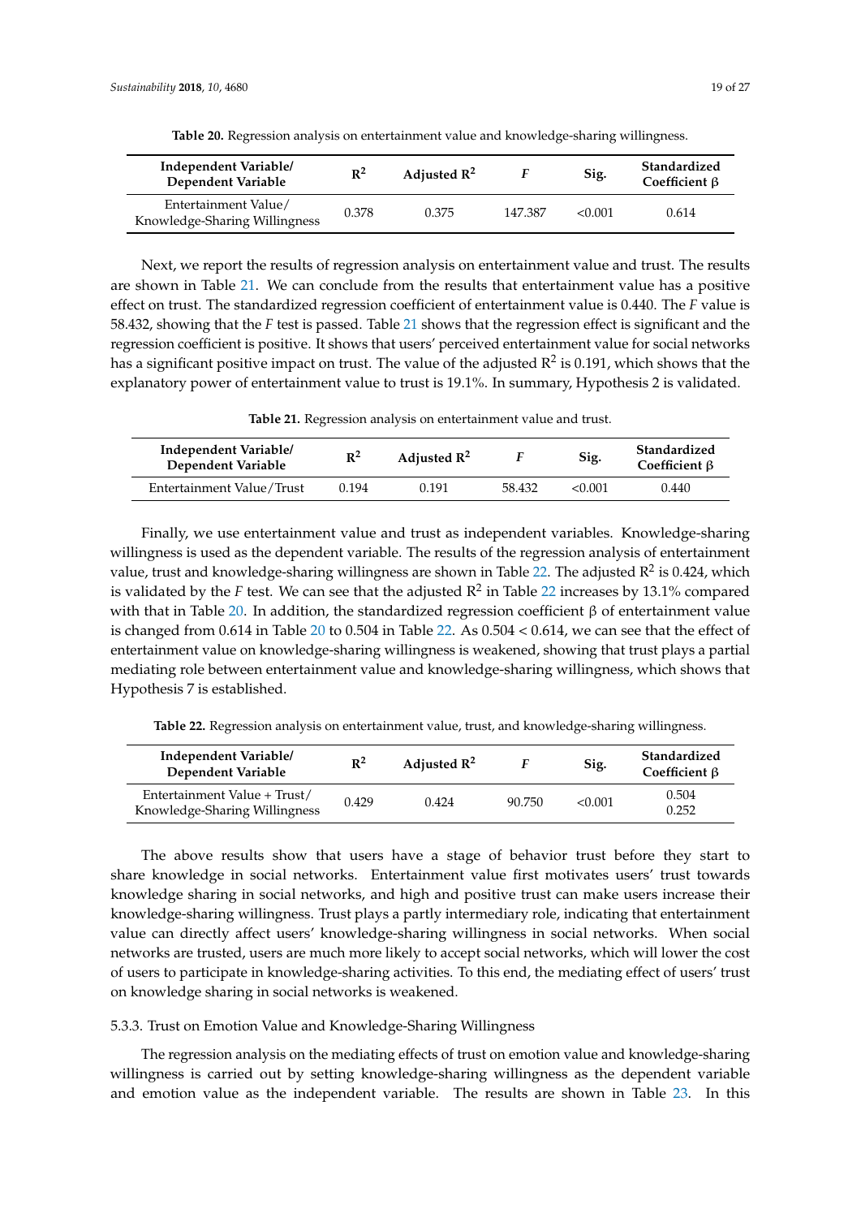**Table 20.** Regression analysis on entertainment value and knowledge-sharing willingness.

| Independent Variable/ Dependent Variable | $R^2$ | Adjusted $R^2$ | $F$ | Sig. | Standardized Coefficient β |
|---|---|---|---|---|---|
| Entertainment Value/ Knowledge-Sharing Willingness | 0.378 | 0.375 | 147.387 | <0.001 | 0.614 |

Next, we report the results of regression analysis on entertainment value and trust. The results are shown in Table 21. We can conclude from the results that entertainment value has a positive effect on trust. The standardized regression coefficient of entertainment value is 0.440. The *F* value is 58.432, showing that the *F* test is passed. Table 21 shows that the regression effect is significant and the regression coefficient is positive. It shows that users' perceived entertainment value for social networks has a significant positive impact on trust. The value of the adjusted $R^2$ is 0.191, which shows that the explanatory power of entertainment value to trust is 19.1%. In summary, Hypothesis 2 is validated.

**Table 21.** Regression analysis on entertainment value and trust.

| Independent Variable/ Dependent Variable | $R^2$ | Adjusted $R^2$ | $F$ | Sig. | Standardized Coefficient β |
|---|---|---|---|---|---|
| Entertainment Value/Trust | 0.194 | 0.191 | 58.432 | <0.001 | 0.440 |

Finally, we use entertainment value and trust as independent variables. Knowledge-sharing willingness is used as the dependent variable. The results of the regression analysis of entertainment value, trust and knowledge-sharing willingness are shown in Table 22. The adjusted $R^2$ is 0.424, which is validated by the *F* test. We can see that the adjusted $R^2$ in Table 22 increases by 13.1% compared with that in Table 20. In addition, the standardized regression coefficient β of entertainment value is changed from 0.614 in Table 20 to 0.504 in Table 22. As 0.504 < 0.614, we can see that the effect of entertainment value on knowledge-sharing willingness is weakened, showing that trust plays a partial mediating role between entertainment value and knowledge-sharing willingness, which shows that Hypothesis 7 is established.

**Table 22.** Regression analysis on entertainment value, trust, and knowledge-sharing willingness.

| Independent Variable/ Dependent Variable | $R^2$ | Adjusted $R^2$ | $F$ | Sig. | Standardized Coefficient β |
|---|---|---|---|---|---|
| Entertainment Value + Trust/ Knowledge-Sharing Willingness | 0.429 | 0.424 | 90.750 | <0.001 | 0.504 0.252 |

The above results show that users have a stage of behavior trust before they start to share knowledge in social networks. Entertainment value first motivates users' trust towards knowledge sharing in social networks, and high and positive trust can make users increase their knowledge-sharing willingness. Trust plays a partly intermediary role, indicating that entertainment value can directly affect users' knowledge-sharing willingness in social networks. When social networks are trusted, users are much more likely to accept social networks, which will lower the cost of users to participate in knowledge-sharing activities. To this end, the mediating effect of users' trust on knowledge sharing in social networks is weakened.

#### 5.3.3. Trust on Emotion Value and Knowledge-Sharing Willingness

The regression analysis on the mediating effects of trust on emotion value and knowledge-sharing willingness is carried out by setting knowledge-sharing willingness as the dependent variable and emotion value as the independent variable. The results are shown in Table 23. In this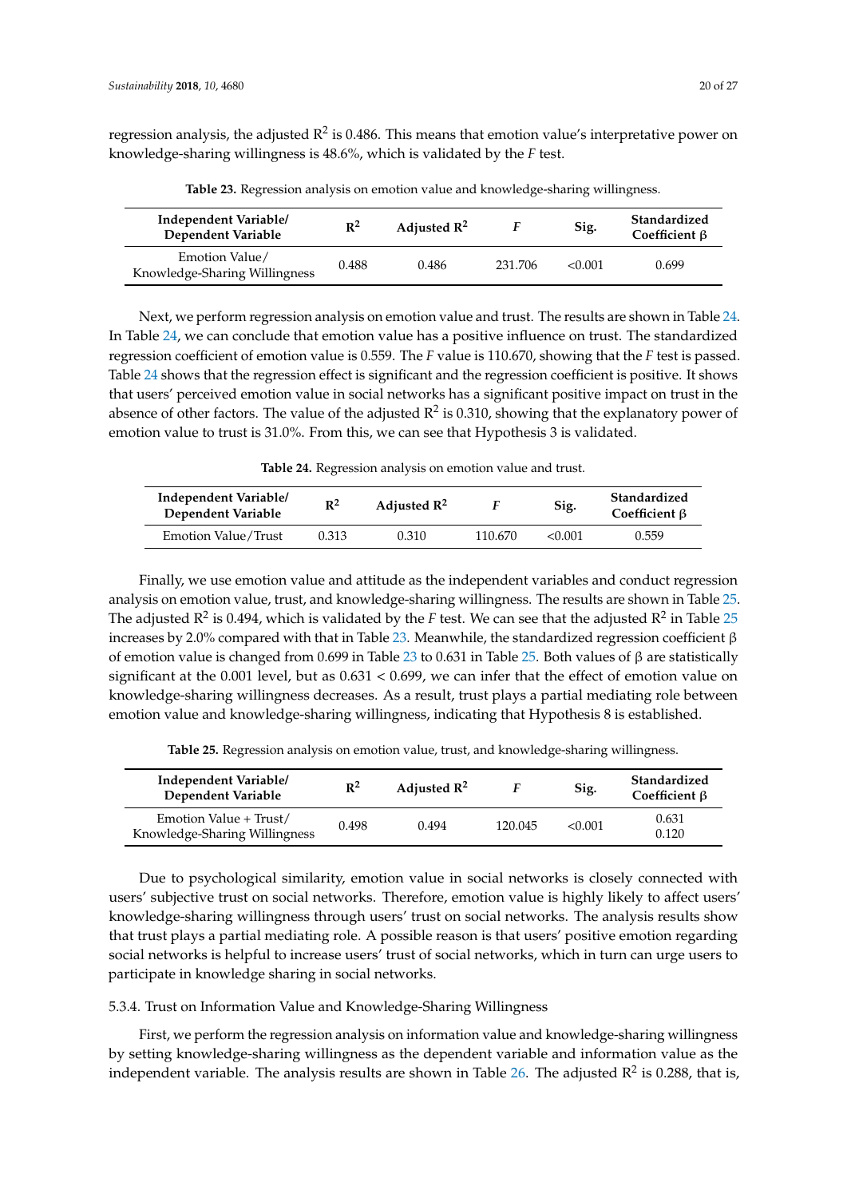regression analysis, the adjusted $R^2$ is 0.486. This means that emotion value's interpretative power on knowledge-sharing willingness is 48.6%, which is validated by the *F* test.

**Table 23.** Regression analysis on emotion value and knowledge-sharing willingness.

| Independent Variable/ Dependent Variable | $R^2$ | Adjusted $R^2$ | *F* | Sig. | Standardized Coefficient β |
|---|---|---|---|---|---|
| Emotion Value/ Knowledge-Sharing Willingness | 0.488 | 0.486 | 231.706 | <0.001 | 0.699 |

Next, we perform regression analysis on emotion value and trust. The results are shown in Table 24. In Table 24, we can conclude that emotion value has a positive influence on trust. The standardized regression coefficient of emotion value is 0.559. The *F* value is 110.670, showing that the *F* test is passed. Table 24 shows that the regression effect is significant and the regression coefficient is positive. It shows that users' perceived emotion value in social networks has a significant positive impact on trust in the absence of other factors. The value of the adjusted $R^2$ is 0.310, showing that the explanatory power of emotion value to trust is 31.0%. From this, we can see that Hypothesis 3 is validated.

**Table 24.** Regression analysis on emotion value and trust.

| Independent Variable/ Dependent Variable | $R^2$ | Adjusted $R^2$ | *F* | Sig. | Standardized Coefficient β |
|---|---|---|---|---|---|
| Emotion Value/Trust | 0.313 | 0.310 | 110.670 | <0.001 | 0.559 |

Finally, we use emotion value and attitude as the independent variables and conduct regression analysis on emotion value, trust, and knowledge-sharing willingness. The results are shown in Table 25. The adjusted $R^2$ is 0.494, which is validated by the *F* test. We can see that the adjusted $R^2$ in Table 25 increases by 2.0% compared with that in Table 23. Meanwhile, the standardized regression coefficient β of emotion value is changed from 0.699 in Table 23 to 0.631 in Table 25. Both values of β are statistically significant at the 0.001 level, but as 0.631 < 0.699, we can infer that the effect of emotion value on knowledge-sharing willingness decreases. As a result, trust plays a partial mediating role between emotion value and knowledge-sharing willingness, indicating that Hypothesis 8 is established.

**Table 25.** Regression analysis on emotion value, trust, and knowledge-sharing willingness.

| Independent Variable/ Dependent Variable | $R^2$ | Adjusted $R^2$ | *F* | Sig. | Standardized Coefficient β |
|---|---|---|---|---|---|
| Emotion Value + Trust/ Knowledge-Sharing Willingness | 0.498 | 0.494 | 120.045 | <0.001 | 0.631<br>0.120 |

Due to psychological similarity, emotion value in social networks is closely connected with users' subjective trust on social networks. Therefore, emotion value is highly likely to affect users' knowledge-sharing willingness through users' trust on social networks. The analysis results show that trust plays a partial mediating role. A possible reason is that users' positive emotion regarding social networks is helpful to increase users' trust of social networks, which in turn can urge users to participate in knowledge sharing in social networks.

#### 5.3.4. Trust on Information Value and Knowledge-Sharing Willingness

First, we perform the regression analysis on information value and knowledge-sharing willingness by setting knowledge-sharing willingness as the dependent variable and information value as the independent variable. The analysis results are shown in Table 26. The adjusted $R^2$ is 0.288, that is,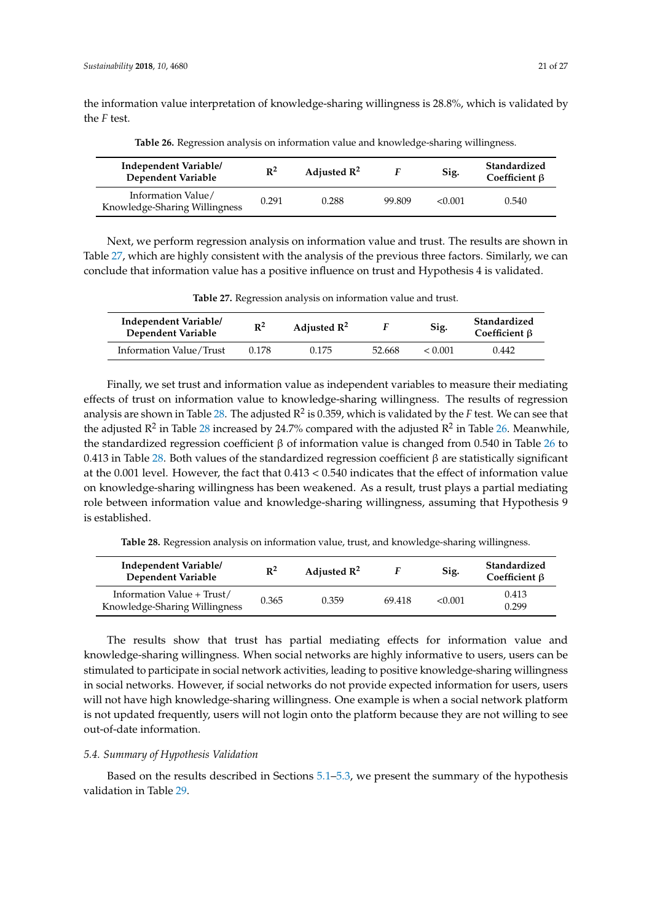the information value interpretation of knowledge-sharing willingness is 28.8%, which is validated by the *F* test.

**Table 26.** Regression analysis on information value and knowledge-sharing willingness.

| Independent Variable/ Dependent Variable | $R^2$ | Adjusted $R^2$ | *F* | Sig. | Standardized Coefficient β |
|---|---|---|---|---|---|
| Information Value/ Knowledge-Sharing Willingness | 0.291 | 0.288 | 99.809 | <0.001 | 0.540 |

Next, we perform regression analysis on information value and trust. The results are shown in Table 27, which are highly consistent with the analysis of the previous three factors. Similarly, we can conclude that information value has a positive influence on trust and Hypothesis 4 is validated.

**Table 27.** Regression analysis on information value and trust.

| Independent Variable/ Dependent Variable | $R^2$ | Adjusted $R^2$ | *F* | Sig. | Standardized Coefficient β |
|---|---|---|---|---|---|
| Information Value/Trust | 0.178 | 0.175 | 52.668 | < 0.001 | 0.442 |

Finally, we set trust and information value as independent variables to measure their mediating effects of trust on information value to knowledge-sharing willingness. The results of regression analysis are shown in Table 28. The adjusted $R^2$ is 0.359, which is validated by the *F* test. We can see that the adjusted $R^2$ in Table 28 increased by 24.7% compared with the adjusted $R^2$ in Table 26. Meanwhile, the standardized regression coefficient β of information value is changed from 0.540 in Table 26 to 0.413 in Table 28. Both values of the standardized regression coefficient β are statistically significant at the 0.001 level. However, the fact that 0.413 < 0.540 indicates that the effect of information value on knowledge-sharing willingness has been weakened. As a result, trust plays a partial mediating role between information value and knowledge-sharing willingness, assuming that Hypothesis 9 is established.

**Table 28.** Regression analysis on information value, trust, and knowledge-sharing willingness.

| Independent Variable/ Dependent Variable | $R^2$ | Adjusted $R^2$ | *F* | Sig. | Standardized Coefficient β |
|---|---|---|---|---|---|
| Information Value + Trust/ Knowledge-Sharing Willingness | 0.365 | 0.359 | 69.418 | <0.001 | 0.413<br>0.299 |

The results show that trust has partial mediating effects for information value and knowledge-sharing willingness. When social networks are highly informative to users, users can be stimulated to participate in social network activities, leading to positive knowledge-sharing willingness in social networks. However, if social networks do not provide expected information for users, users will not have high knowledge-sharing willingness. One example is when a social network platform is not updated frequently, users will not login onto the platform because they are not willing to see out-of-date information.

### *5.4. Summary of Hypothesis Validation*

Based on the results described in Sections 5.1–5.3, we present the summary of the hypothesis validation in Table 29.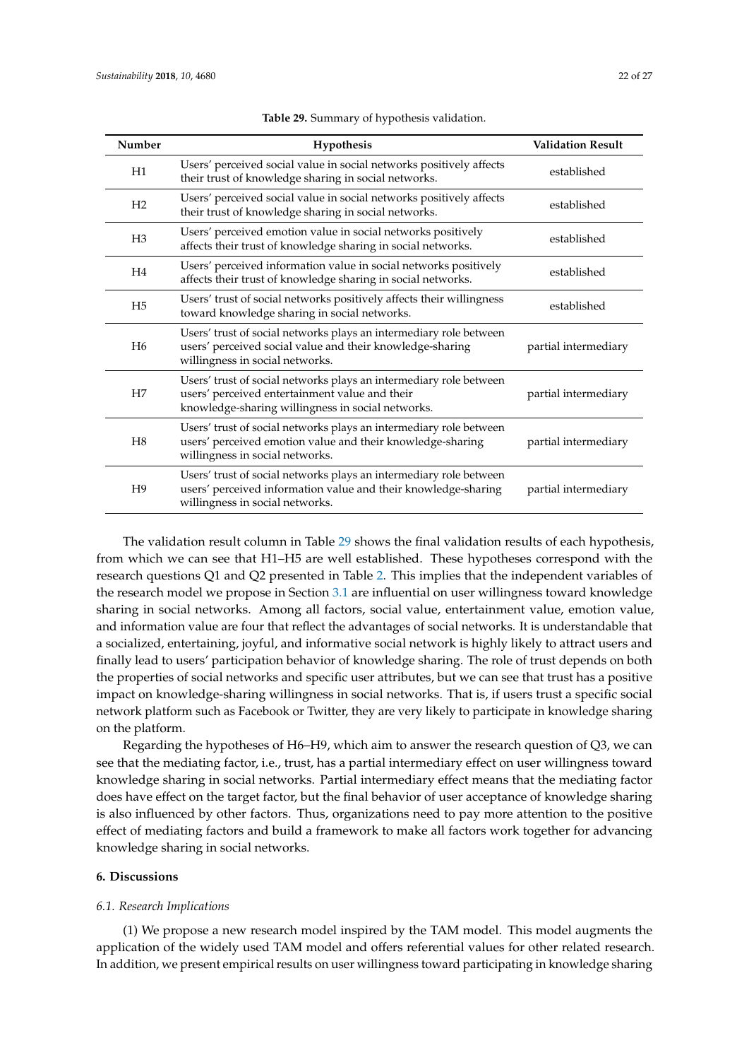**Table 29.** Summary of hypothesis validation.

| Number | Hypothesis | Validation Result |
| --- | --- | --- |
| H1 | Users' perceived social value in social networks positively affects their trust of knowledge sharing in social networks. | established |
| H2 | Users' perceived social value in social networks positively affects their trust of knowledge sharing in social networks. | established |
| H3 | Users' perceived emotion value in social networks positively affects their trust of knowledge sharing in social networks. | established |
| H4 | Users' perceived information value in social networks positively affects their trust of knowledge sharing in social networks. | established |
| H5 | Users' trust of social networks positively affects their willingness toward knowledge sharing in social networks. | established |
| H6 | Users' trust of social networks plays an intermediary role between users' perceived social value and their knowledge-sharing willingness in social networks. | partial intermediary |
| H7 | Users' trust of social networks plays an intermediary role between users' perceived entertainment value and their knowledge-sharing willingness in social networks. | partial intermediary |
| H8 | Users' trust of social networks plays an intermediary role between users' perceived emotion value and their knowledge-sharing willingness in social networks. | partial intermediary |
| H9 | Users' trust of social networks plays an intermediary role between users' perceived information value and their knowledge-sharing willingness in social networks. | partial intermediary |

The validation result column in Table 29 shows the final validation results of each hypothesis, from which we can see that H1–H5 are well established. These hypotheses correspond with the research questions Q1 and Q2 presented in Table 2. This implies that the independent variables of the research model we propose in Section 3.1 are influential on user willingness toward knowledge sharing in social networks. Among all factors, social value, entertainment value, emotion value, and information value are four that reflect the advantages of social networks. It is understandable that a socialized, entertaining, joyful, and informative social network is highly likely to attract users and finally lead to users' participation behavior of knowledge sharing. The role of trust depends on both the properties of social networks and specific user attributes, but we can see that trust has a positive impact on knowledge-sharing willingness in social networks. That is, if users trust a specific social network platform such as Facebook or Twitter, they are very likely to participate in knowledge sharing on the platform.

Regarding the hypotheses of H6–H9, which aim to answer the research question of Q3, we can see that the mediating factor, i.e., trust, has a partial intermediary effect on user willingness toward knowledge sharing in social networks. Partial intermediary effect means that the mediating factor does have effect on the target factor, but the final behavior of user acceptance of knowledge sharing is also influenced by other factors. Thus, organizations need to pay more attention to the positive effect of mediating factors and build a framework to make all factors work together for advancing knowledge sharing in social networks.

## 6. Discussions

### *6.1. Research Implications*

(1) We propose a new research model inspired by the TAM model. This model augments the application of the widely used TAM model and offers referential values for other related research. In addition, we present empirical results on user willingness toward participating in knowledge sharing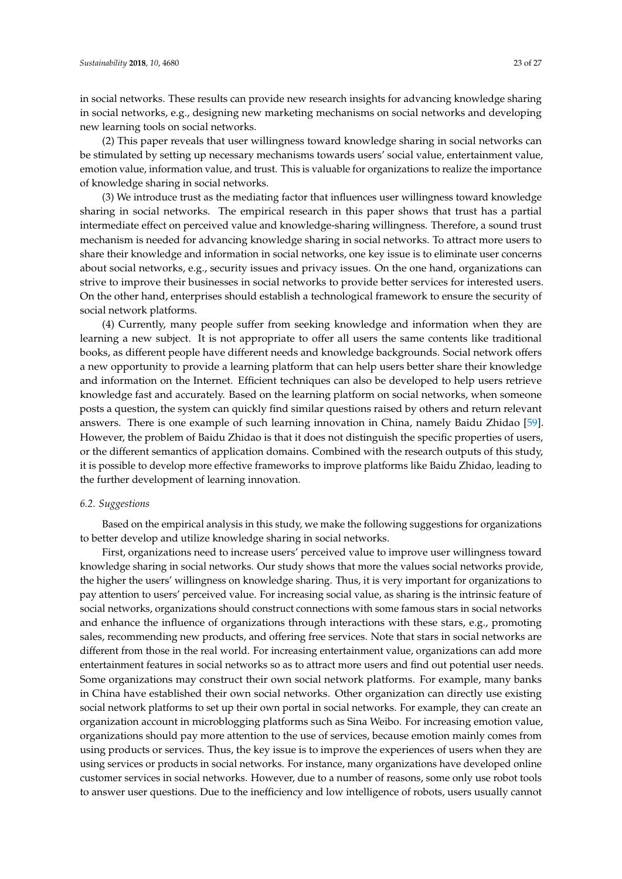in social networks. These results can provide new research insights for advancing knowledge sharing in social networks, e.g., designing new marketing mechanisms on social networks and developing new learning tools on social networks.

(2) This paper reveals that user willingness toward knowledge sharing in social networks can be stimulated by setting up necessary mechanisms towards users' social value, entertainment value, emotion value, information value, and trust. This is valuable for organizations to realize the importance of knowledge sharing in social networks.

(3) We introduce trust as the mediating factor that influences user willingness toward knowledge sharing in social networks. The empirical research in this paper shows that trust has a partial intermediate effect on perceived value and knowledge-sharing willingness. Therefore, a sound trust mechanism is needed for advancing knowledge sharing in social networks. To attract more users to share their knowledge and information in social networks, one key issue is to eliminate user concerns about social networks, e.g., security issues and privacy issues. On the one hand, organizations can strive to improve their businesses in social networks to provide better services for interested users. On the other hand, enterprises should establish a technological framework to ensure the security of social network platforms.

(4) Currently, many people suffer from seeking knowledge and information when they are learning a new subject. It is not appropriate to offer all users the same contents like traditional books, as different people have different needs and knowledge backgrounds. Social network offers a new opportunity to provide a learning platform that can help users better share their knowledge and information on the Internet. Efficient techniques can also be developed to help users retrieve knowledge fast and accurately. Based on the learning platform on social networks, when someone posts a question, the system can quickly find similar questions raised by others and return relevant answers. There is one example of such learning innovation in China, namely Baidu Zhidao [59]. However, the problem of Baidu Zhidao is that it does not distinguish the specific properties of users, or the different semantics of application domains. Combined with the research outputs of this study, it is possible to develop more effective frameworks to improve platforms like Baidu Zhidao, leading to the further development of learning innovation.

### *6.2. Suggestions*

Based on the empirical analysis in this study, we make the following suggestions for organizations to better develop and utilize knowledge sharing in social networks.

First, organizations need to increase users' perceived value to improve user willingness toward knowledge sharing in social networks. Our study shows that more the values social networks provide, the higher the users' willingness on knowledge sharing. Thus, it is very important for organizations to pay attention to users' perceived value. For increasing social value, as sharing is the intrinsic feature of social networks, organizations should construct connections with some famous stars in social networks and enhance the influence of organizations through interactions with these stars, e.g., promoting sales, recommending new products, and offering free services. Note that stars in social networks are different from those in the real world. For increasing entertainment value, organizations can add more entertainment features in social networks so as to attract more users and find out potential user needs. Some organizations may construct their own social network platforms. For example, many banks in China have established their own social networks. Other organization can directly use existing social network platforms to set up their own portal in social networks. For example, they can create an organization account in microblogging platforms such as Sina Weibo. For increasing emotion value, organizations should pay more attention to the use of services, because emotion mainly comes from using products or services. Thus, the key issue is to improve the experiences of users when they are using services or products in social networks. For instance, many organizations have developed online customer services in social networks. However, due to a number of reasons, some only use robot tools to answer user questions. Due to the inefficiency and low intelligence of robots, users usually cannot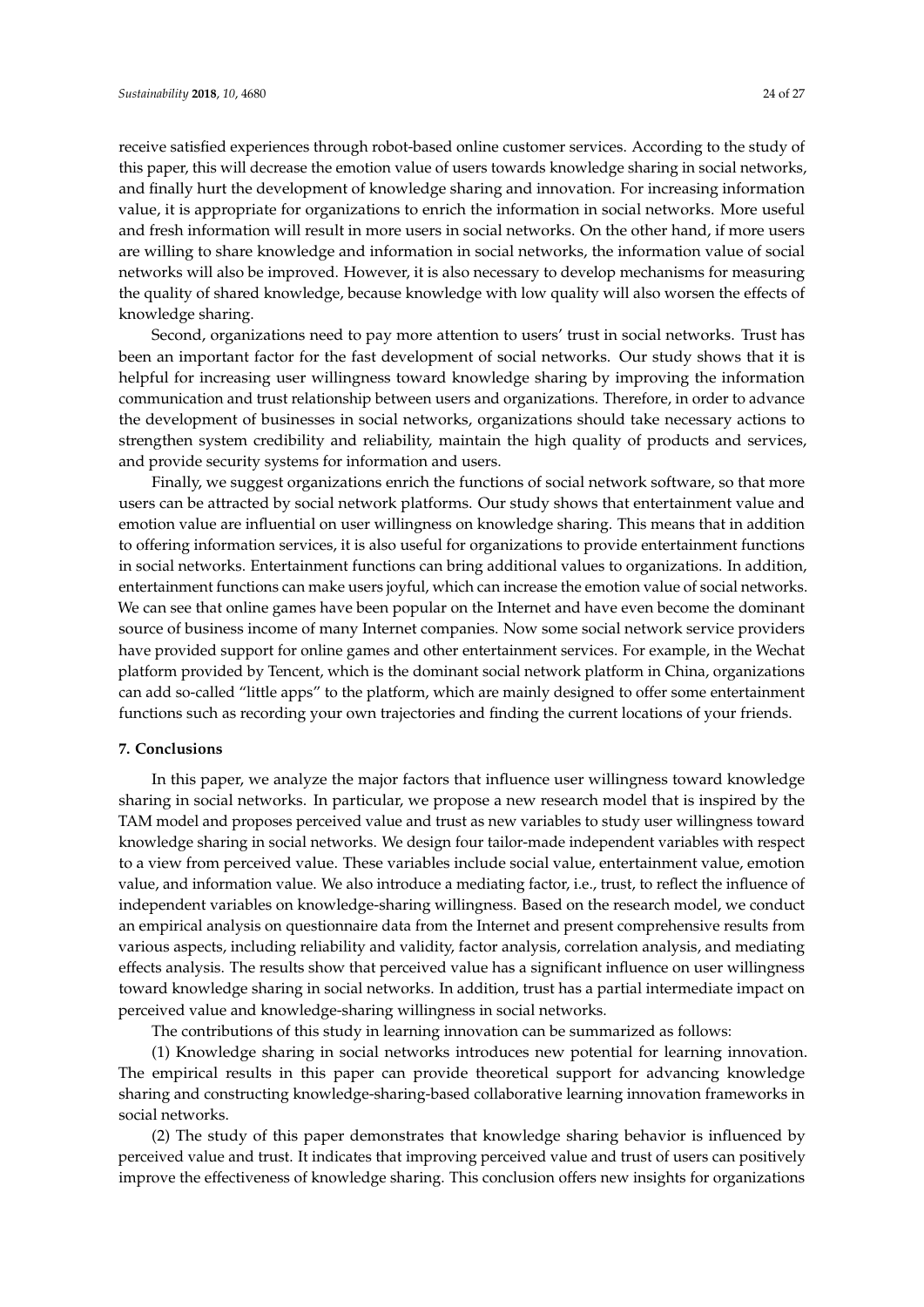receive satisfied experiences through robot-based online customer services. According to the study of this paper, this will decrease the emotion value of users towards knowledge sharing in social networks, and finally hurt the development of knowledge sharing and innovation. For increasing information value, it is appropriate for organizations to enrich the information in social networks. More useful and fresh information will result in more users in social networks. On the other hand, if more users are willing to share knowledge and information in social networks, the information value of social networks will also be improved. However, it is also necessary to develop mechanisms for measuring the quality of shared knowledge, because knowledge with low quality will also worsen the effects of knowledge sharing.

Second, organizations need to pay more attention to users' trust in social networks. Trust has been an important factor for the fast development of social networks. Our study shows that it is helpful for increasing user willingness toward knowledge sharing by improving the information communication and trust relationship between users and organizations. Therefore, in order to advance the development of businesses in social networks, organizations should take necessary actions to strengthen system credibility and reliability, maintain the high quality of products and services, and provide security systems for information and users.

Finally, we suggest organizations enrich the functions of social network software, so that more users can be attracted by social network platforms. Our study shows that entertainment value and emotion value are influential on user willingness on knowledge sharing. This means that in addition to offering information services, it is also useful for organizations to provide entertainment functions in social networks. Entertainment functions can bring additional values to organizations. In addition, entertainment functions can make users joyful, which can increase the emotion value of social networks. We can see that online games have been popular on the Internet and have even become the dominant source of business income of many Internet companies. Now some social network service providers have provided support for online games and other entertainment services. For example, in the Wechat platform provided by Tencent, which is the dominant social network platform in China, organizations can add so-called "little apps" to the platform, which are mainly designed to offer some entertainment functions such as recording your own trajectories and finding the current locations of your friends.

## 7. Conclusions

In this paper, we analyze the major factors that influence user willingness toward knowledge sharing in social networks. In particular, we propose a new research model that is inspired by the TAM model and proposes perceived value and trust as new variables to study user willingness toward knowledge sharing in social networks. We design four tailor-made independent variables with respect to a view from perceived value. These variables include social value, entertainment value, emotion value, and information value. We also introduce a mediating factor, i.e., trust, to reflect the influence of independent variables on knowledge-sharing willingness. Based on the research model, we conduct an empirical analysis on questionnaire data from the Internet and present comprehensive results from various aspects, including reliability and validity, factor analysis, correlation analysis, and mediating effects analysis. The results show that perceived value has a significant influence on user willingness toward knowledge sharing in social networks. In addition, trust has a partial intermediate impact on perceived value and knowledge-sharing willingness in social networks.

The contributions of this study in learning innovation can be summarized as follows:

(1) Knowledge sharing in social networks introduces new potential for learning innovation. The empirical results in this paper can provide theoretical support for advancing knowledge sharing and constructing knowledge-sharing-based collaborative learning innovation frameworks in social networks.

(2) The study of this paper demonstrates that knowledge sharing behavior is influenced by perceived value and trust. It indicates that improving perceived value and trust of users can positively improve the effectiveness of knowledge sharing. This conclusion offers new insights for organizations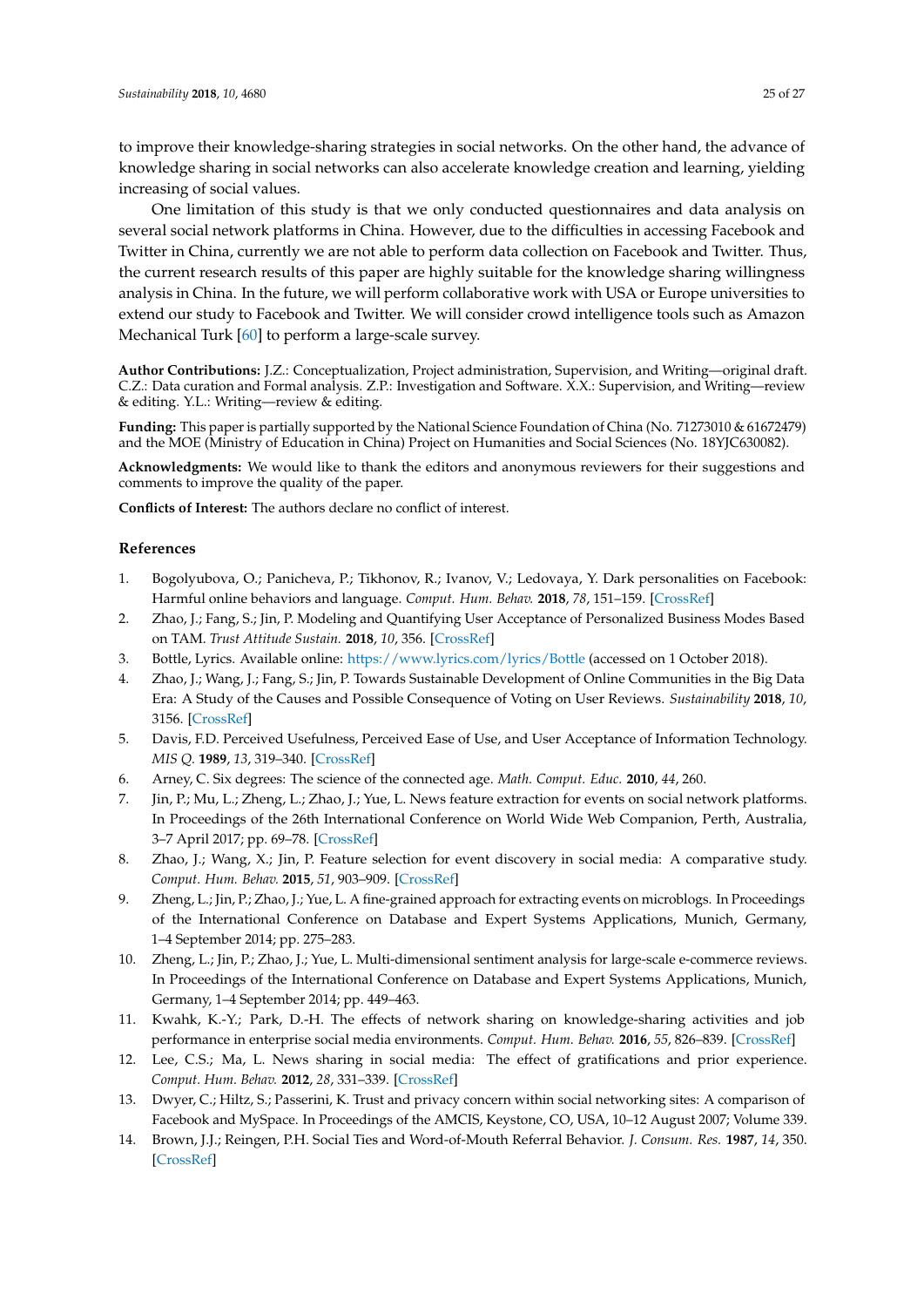to improve their knowledge-sharing strategies in social networks. On the other hand, the advance of knowledge sharing in social networks can also accelerate knowledge creation and learning, yielding increasing of social values.

One limitation of this study is that we only conducted questionnaires and data analysis on several social network platforms in China. However, due to the difficulties in accessing Facebook and Twitter in China, currently we are not able to perform data collection on Facebook and Twitter. Thus, the current research results of this paper are highly suitable for the knowledge sharing willingness analysis in China. In the future, we will perform collaborative work with USA or Europe universities to extend our study to Facebook and Twitter. We will consider crowd intelligence tools such as Amazon Mechanical Turk [60] to perform a large-scale survey.

**Author Contributions:** J.Z.: Conceptualization, Project administration, Supervision, and Writing—original draft. C.Z.: Data curation and Formal analysis. Z.P.: Investigation and Software. X.X.: Supervision, and Writing—review & editing. Y.L.: Writing—review & editing.

**Funding:** This paper is partially supported by the National Science Foundation of China (No. 71273010 & 61672479) and the MOE (Ministry of Education in China) Project on Humanities and Social Sciences (No. 18YJC630082).

**Acknowledgments:** We would like to thank the editors and anonymous reviewers for their suggestions and comments to improve the quality of the paper.

**Conflicts of Interest:** The authors declare no conflict of interest.

## References

1. Bogolyubova, O.; Panicheva, P.; Tikhonov, R.; Ivanov, V.; Ledovaya, Y. Dark personalities on Facebook: Harmful online behaviors and language. *Comput. Hum. Behav.* **2018**, *78*, 151–159. [CrossRef]
2. Zhao, J.; Fang, S.; Jin, P. Modeling and Quantifying User Acceptance of Personalized Business Modes Based on TAM. *Trust Attitude Sustain.* **2018**, *10*, 356. [CrossRef]
3. Bottle, Lyrics. Available online: https://www.lyrics.com/lyrics/Bottle (accessed on 1 October 2018).
4. Zhao, J.; Wang, J.; Fang, S.; Jin, P. Towards Sustainable Development of Online Communities in the Big Data Era: A Study of the Causes and Possible Consequence of Voting on User Reviews. *Sustainability* **2018**, *10*, 3156. [CrossRef]
5. Davis, F.D. Perceived Usefulness, Perceived Ease of Use, and User Acceptance of Information Technology. *MIS Q.* **1989**, *13*, 319–340. [CrossRef]
6. Arney, C. Six degrees: The science of the connected age. *Math. Comput. Educ.* **2010**, *44*, 260.
7. Jin, P.; Mu, L.; Zheng, L.; Zhao, J.; Yue, L. News feature extraction for events on social network platforms. In Proceedings of the 26th International Conference on World Wide Web Companion, Perth, Australia, 3–7 April 2017; pp. 69–78. [CrossRef]
8. Zhao, J.; Wang, X.; Jin, P. Feature selection for event discovery in social media: A comparative study. *Comput. Hum. Behav.* **2015**, *51*, 903–909. [CrossRef]
9. Zheng, L.; Jin, P.; Zhao, J.; Yue, L. A fine-grained approach for extracting events on microblogs. In Proceedings of the International Conference on Database and Expert Systems Applications, Munich, Germany, 1–4 September 2014; pp. 275–283.
10. Zheng, L.; Jin, P.; Zhao, J.; Yue, L. Multi-dimensional sentiment analysis for large-scale e-commerce reviews. In Proceedings of the International Conference on Database and Expert Systems Applications, Munich, Germany, 1–4 September 2014; pp. 449–463.
11. Kwahk, K.-Y.; Park, D.-H. The effects of network sharing on knowledge-sharing activities and job performance in enterprise social media environments. *Comput. Hum. Behav.* **2016**, *55*, 826–839. [CrossRef]
12. Lee, C.S.; Ma, L. News sharing in social media: The effect of gratifications and prior experience. *Comput. Hum. Behav.* **2012**, *28*, 331–339. [CrossRef]
13. Dwyer, C.; Hiltz, S.; Passerini, K. Trust and privacy concern within social networking sites: A comparison of Facebook and MySpace. In Proceedings of the AMCIS, Keystone, CO, USA, 10–12 August 2007; Volume 339.
14. Brown, J.J.; Reingen, P.H. Social Ties and Word-of-Mouth Referral Behavior. *J. Consum. Res.* **1987**, *14*, 350. [CrossRef]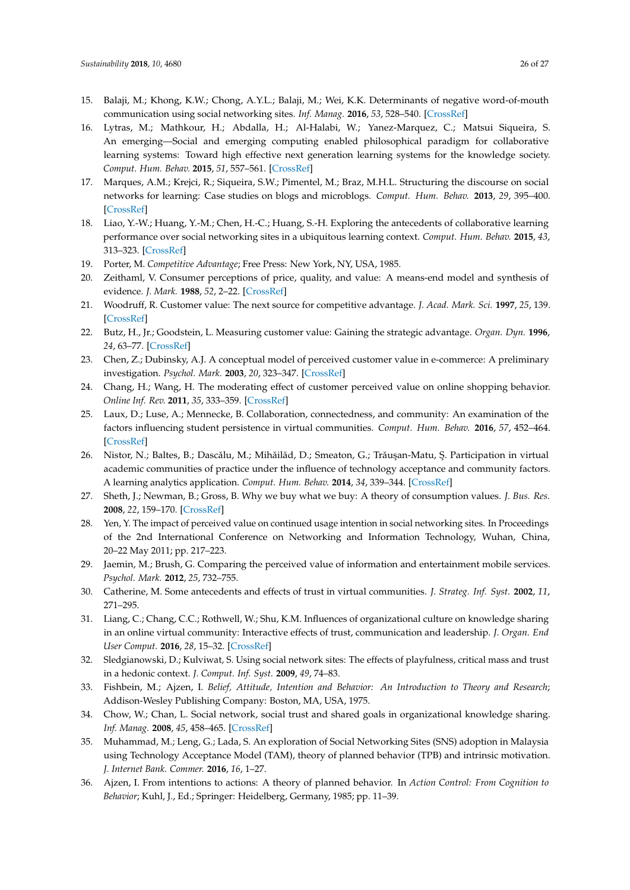15. Balaji, M.; Khong, K.W.; Chong, A.Y.L.; Balaji, M.; Wei, K.K. Determinants of negative word-of-mouth communication using social networking sites. *Inf. Manag.* **2016**, *53*, 528–540. [CrossRef]
16. Lytras, M.; Mathkour, H.; Abdalla, H.; Al-Halabi, W.; Yanez-Marquez, C.; Matsui Siqueira, S. An emerging—Social and emerging computing enabled philosophical paradigm for collaborative learning systems: Toward high effective next generation learning systems for the knowledge society. *Comput. Hum. Behav.* **2015**, *51*, 557–561. [CrossRef]
17. Marques, A.M.; Krejci, R.; Siqueira, S.W.; Pimentel, M.; Braz, M.H.L. Structuring the discourse on social networks for learning: Case studies on blogs and microblogs. *Comput. Hum. Behav.* **2013**, *29*, 395–400. [CrossRef]
18. Liao, Y.-W.; Huang, Y.-M.; Chen, H.-C.; Huang, S.-H. Exploring the antecedents of collaborative learning performance over social networking sites in a ubiquitous learning context. *Comput. Hum. Behav.* **2015**, *43*, 313–323. [CrossRef]
19. Porter, M. *Competitive Advantage*; Free Press: New York, NY, USA, 1985.
20. Zeithaml, V. Consumer perceptions of price, quality, and value: A means-end model and synthesis of evidence. *J. Mark.* **1988**, *52*, 2–22. [CrossRef]
21. Woodruff, R. Customer value: The next source for competitive advantage. *J. Acad. Mark. Sci.* **1997**, *25*, 139. [CrossRef]
22. Butz, H., Jr.; Goodstein, L. Measuring customer value: Gaining the strategic advantage. *Organ. Dyn.* **1996**, *24*, 63–77. [CrossRef]
23. Chen, Z.; Dubinsky, A.J. A conceptual model of perceived customer value in e-commerce: A preliminary investigation. *Psychol. Mark.* **2003**, *20*, 323–347. [CrossRef]
24. Chang, H.; Wang, H. The moderating effect of customer perceived value on online shopping behavior. *Online Inf. Rev.* **2011**, *35*, 333–359. [CrossRef]
25. Laux, D.; Luse, A.; Mennecke, B. Collaboration, connectedness, and community: An examination of the factors influencing student persistence in virtual communities. *Comput. Hum. Behav.* **2016**, *57*, 452–464. [CrossRef]
26. Nistor, N.; Baltes, B.; Dascălu, M.; Mihăilă̆d, D.; Smeaton, G.; Trăuşan-Matu, Ş. Participation in virtual academic communities of practice under the influence of technology acceptance and community factors. A learning analytics application. *Comput. Hum. Behav.* **2014**, *34*, 339–344. [CrossRef]
27. Sheth, J.; Newman, B.; Gross, B. Why we buy what we buy: A theory of consumption values. *J. Bus. Res.* **2008**, *22*, 159–170. [CrossRef]
28. Yen, Y. The impact of perceived value on continued usage intention in social networking sites. In Proceedings of the 2nd International Conference on Networking and Information Technology, Wuhan, China, 20–22 May 2011; pp. 217–223.
29. Jaemin, M.; Brush, G. Comparing the perceived value of information and entertainment mobile services. *Psychol. Mark.* **2012**, *25*, 732–755.
30. Catherine, M. Some antecedents and effects of trust in virtual communities. *J. Strateg. Inf. Syst.* **2002**, *11*, 271–295.
31. Liang, C.; Chang, C.C.; Rothwell, W.; Shu, K.M. Influences of organizational culture on knowledge sharing in an online virtual community: Interactive effects of trust, communication and leadership. *J. Organ. End User Comput.* **2016**, *28*, 15–32. [CrossRef]
32. Sledgianowski, D.; Kulviwat, S. Using social network sites: The effects of playfulness, critical mass and trust in a hedonic context. *J. Comput. Inf. Syst.* **2009**, *49*, 74–83.
33. Fishbein, M.; Ajzen, I. *Belief, Attitude, Intention and Behavior: An Introduction to Theory and Research*; Addison-Wesley Publishing Company: Boston, MA, USA, 1975.
34. Chow, W.; Chan, L. Social network, social trust and shared goals in organizational knowledge sharing. *Inf. Manag.* **2008**, *45*, 458–465. [CrossRef]
35. Muhammad, M.; Leng, G.; Lada, S. An exploration of Social Networking Sites (SNS) adoption in Malaysia using Technology Acceptance Model (TAM), theory of planned behavior (TPB) and intrinsic motivation. *J. Internet Bank. Commer.* **2016**, *16*, 1–27.
36. Ajzen, I. From intentions to actions: A theory of planned behavior. In *Action Control: From Cognition to Behavior*; Kuhl, J., Ed.; Springer: Heidelberg, Germany, 1985; pp. 11–39.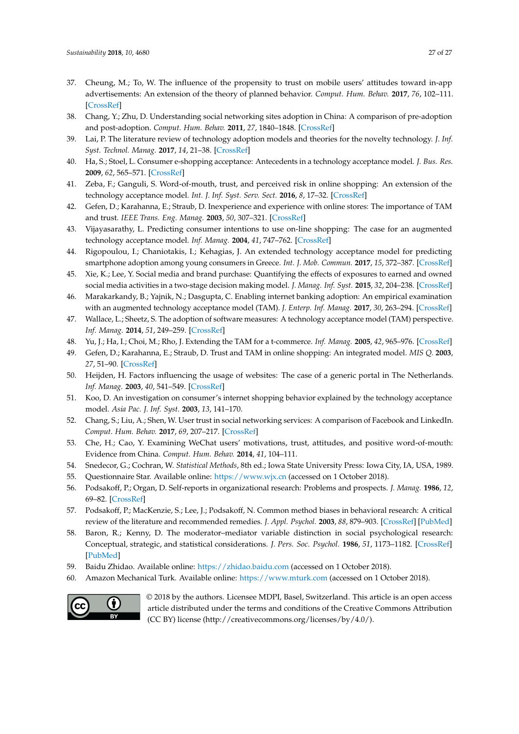37. Cheung, M.; To, W. The influence of the propensity to trust on mobile users' attitudes toward in-app advertisements: An extension of the theory of planned behavior. *Comput. Hum. Behav.* **2017**, *76*, 102–111. [CrossRef]
38. Chang, Y.; Zhu, D. Understanding social networking sites adoption in China: A comparison of pre-adoption and post-adoption. *Comput. Hum. Behav.* **2011**, *27*, 1840–1848. [CrossRef]
39. Lai, P. The literature review of technology adoption models and theories for the novelty technology. *J. Inf. Syst. Technol. Manag.* **2017**, *14*, 21–38. [CrossRef]
40. Ha, S.; Stoel, L. Consumer e-shopping acceptance: Antecedents in a technology acceptance model. *J. Bus. Res.* **2009**, *62*, 565–571. [CrossRef]
41. Zeba, F.; Ganguli, S. Word-of-mouth, trust, and perceived risk in online shopping: An extension of the technology acceptance model. *Int. J. Inf. Syst. Serv. Sect.* **2016**, *8*, 17–32. [CrossRef]
42. Gefen, D.; Karahanna, E.; Straub, D. Inexperience and experience with online stores: The importance of TAM and trust. *IEEE Trans. Eng. Manag.* **2003**, *50*, 307–321. [CrossRef]
43. Vijayasarathy, L. Predicting consumer intentions to use on-line shopping: The case for an augmented technology acceptance model. *Inf. Manag.* **2004**, *41*, 747–762. [CrossRef]
44. Rigopoulou, I.; Chaniotakis, I.; Kehagias, J. An extended technology acceptance model for predicting smartphone adoption among young consumers in Greece. *Int. J. Mob. Commun.* **2017**, *15*, 372–387. [CrossRef]
45. Xie, K.; Lee, Y. Social media and brand purchase: Quantifying the effects of exposures to earned and owned social media activities in a two-stage decision making model. *J. Manag. Inf. Syst.* **2015**, *32*, 204–238. [CrossRef]
46. Marakarkandy, B.; Yajnik, N.; Dasgupta, C. Enabling internet banking adoption: An empirical examination with an augmented technology acceptance model (TAM). *J. Enterp. Inf. Manag.* **2017**, *30*, 263–294. [CrossRef]
47. Wallace, L.; Sheetz, S. The adoption of software measures: A technology acceptance model (TAM) perspective. *Inf. Manag.* **2014**, *51*, 249–259. [CrossRef]
48. Yu, J.; Ha, I.; Choi, M.; Rho, J. Extending the TAM for a t-commerce. *Inf. Manag.* **2005**, *42*, 965–976. [CrossRef]
49. Gefen, D.; Karahanna, E.; Straub, D. Trust and TAM in online shopping: An integrated model. *MIS Q.* **2003**, *27*, 51–90. [CrossRef]
50. Heijden, H. Factors influencing the usage of websites: The case of a generic portal in The Netherlands. *Inf. Manag.* **2003**, *40*, 541–549. [CrossRef]
51. Koo, D. An investigation on consumer's internet shopping behavior explained by the technology acceptance model. *Asia Pac. J. Inf. Syst.* **2003**, *13*, 141–170.
52. Chang, S.; Liu, A.; Shen, W. User trust in social networking services: A comparison of Facebook and LinkedIn. *Comput. Hum. Behav.* **2017**, *69*, 207–217. [CrossRef]
53. Che, H.; Cao, Y. Examining WeChat users' motivations, trust, attitudes, and positive word-of-mouth: Evidence from China. *Comput. Hum. Behav.* **2014**, *41*, 104–111.
54. Snedecor, G.; Cochran, W. *Statistical Methods*, 8th ed.; Iowa State University Press: Iowa City, IA, USA, 1989.
55. Questionnaire Star. Available online: https://www.wjx.cn (accessed on 1 October 2018).
56. Podsakoff, P.; Organ, D. Self-reports in organizational research: Problems and prospects. *J. Manag.* **1986**, *12*, 69–82. [CrossRef]
57. Podsakoff, P.; MacKenzie, S.; Lee, J.; Podsakoff, N. Common method biases in behavioral research: A critical review of the literature and recommended remedies. *J. Appl. Psychol.* **2003**, *88*, 879–903. [CrossRef] [PubMed]
58. Baron, R.; Kenny, D. The moderator–mediator variable distinction in social psychological research: Conceptual, strategic, and statistical considerations. *J. Pers. Soc. Psychol.* **1986**, *51*, 1173–1182. [CrossRef] [PubMed]
59. Baidu Zhidao. Available online: https://zhidao.baidu.com (accessed on 1 October 2018).
60. Amazon Mechanical Turk. Available online: https://www.mturk.com (accessed on 1 October 2018).

© 2018 by the authors. Licensee MDPI, Basel, Switzerland. This article is an open access article distributed under the terms and conditions of the Creative Commons Attribution (CC BY) license (http://creativecommons.org/licenses/by/4.0/).